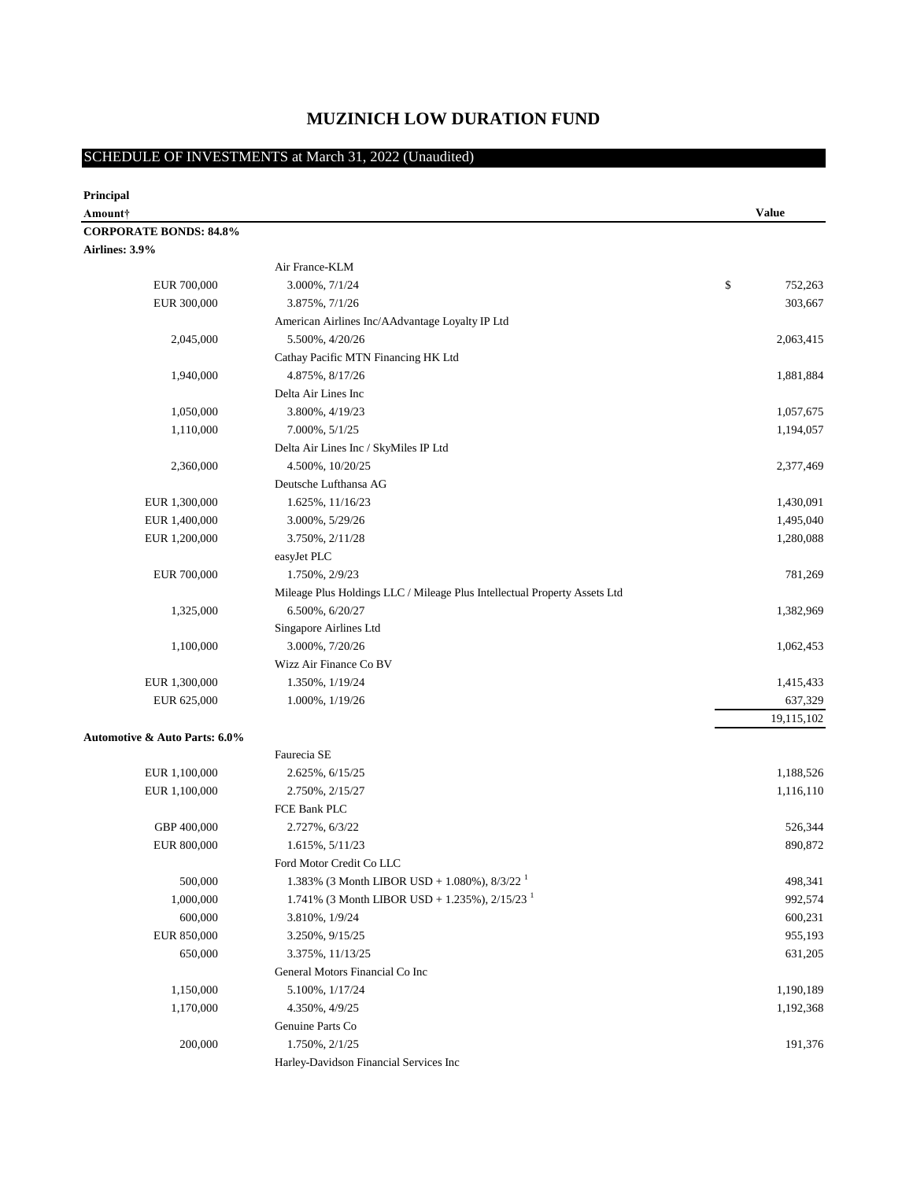# MUZINICH LOW DURATION FUND

## SCHEDULE OF INVESTMENTS at March 31, 2022 (Unaudited)

| Principal Amount† | | Value |
|---|---|---|
| **CORPORATE BONDS: 84.8%** | | |
| **Airlines: 3.9%** | | |
| | Air France-KLM | |
| EUR 700,000 | 3.000%, 7/1/24 | $ 752,263 |
| EUR 300,000 | 3.875%, 7/1/26 | 303,667 |
| | American Airlines Inc/AAdvantage Loyalty IP Ltd | |
| 2,045,000 | 5.500%, 4/20/26 | 2,063,415 |
| | Cathay Pacific MTN Financing HK Ltd | |
| 1,940,000 | 4.875%, 8/17/26 | 1,881,884 |
| | Delta Air Lines Inc | |
| 1,050,000 | 3.800%, 4/19/23 | 1,057,675 |
| 1,110,000 | 7.000%, 5/1/25 | 1,194,057 |
| | Delta Air Lines Inc / SkyMiles IP Ltd | |
| 2,360,000 | 4.500%, 10/20/25 | 2,377,469 |
| | Deutsche Lufthansa AG | |
| EUR 1,300,000 | 1.625%, 11/16/23 | 1,430,091 |
| EUR 1,400,000 | 3.000%, 5/29/26 | 1,495,040 |
| EUR 1,200,000 | 3.750%, 2/11/28 | 1,280,088 |
| | easyJet PLC | |
| EUR 700,000 | 1.750%, 2/9/23 | 781,269 |
| | Mileage Plus Holdings LLC / Mileage Plus Intellectual Property Assets Ltd | |
| 1,325,000 | 6.500%, 6/20/27 | 1,382,969 |
| | Singapore Airlines Ltd | |
| 1,100,000 | 3.000%, 7/20/26 | 1,062,453 |
| | Wizz Air Finance Co BV | |
| EUR 1,300,000 | 1.350%, 1/19/24 | 1,415,433 |
| EUR 625,000 | 1.000%, 1/19/26 | 637,329 |
| | | 19,115,102 |
| **Automotive & Auto Parts: 6.0%** | | |
| | Faurecia SE | |
| EUR 1,100,000 | 2.625%, 6/15/25 | 1,188,526 |
| EUR 1,100,000 | 2.750%, 2/15/27 | 1,116,110 |
| | FCE Bank PLC | |
| GBP 400,000 | 2.727%, 6/3/22 | 526,344 |
| EUR 800,000 | 1.615%, 5/11/23 | 890,872 |
| | Ford Motor Credit Co LLC | |
| 500,000 | 1.383% (3 Month LIBOR USD + 1.080%), 8/3/22 [1] | 498,341 |
| 1,000,000 | 1.741% (3 Month LIBOR USD + 1.235%), 2/15/23 [1] | 992,574 |
| 600,000 | 3.810%, 1/9/24 | 600,231 |
| EUR 850,000 | 3.250%, 9/15/25 | 955,193 |
| 650,000 | 3.375%, 11/13/25 | 631,205 |
| | General Motors Financial Co Inc | |
| 1,150,000 | 5.100%, 1/17/24 | 1,190,189 |
| 1,170,000 | 4.350%, 4/9/25 | 1,192,368 |
| | Genuine Parts Co | |
| 200,000 | 1.750%, 2/1/25 | 191,376 |
| | Harley-Davidson Financial Services Inc | |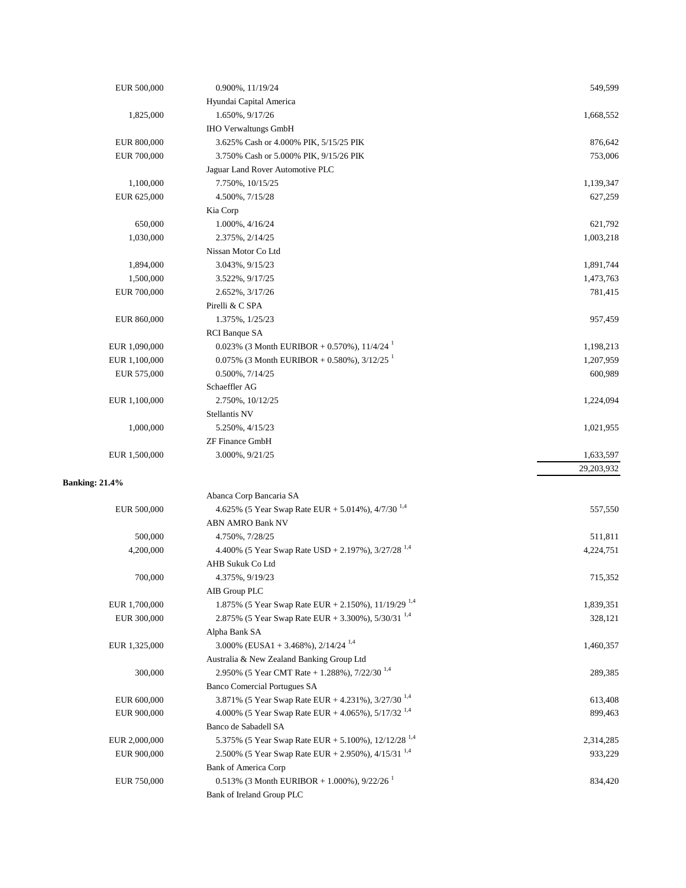| | | |
|---|---|---|
| EUR 500,000 | 0.900%, 11/19/24 | 549,599 |
| | Hyundai Capital America | |
| 1,825,000 | 1.650%, 9/17/26 | 1,668,552 |
| | IHO Verwaltungs GmbH | |
| EUR 800,000 | 3.625% Cash or 4.000% PIK, 5/15/25 PIK | 876,642 |
| EUR 700,000 | 3.750% Cash or 5.000% PIK, 9/15/26 PIK | 753,006 |
| | Jaguar Land Rover Automotive PLC | |
| 1,100,000 | 7.750%, 10/15/25 | 1,139,347 |
| EUR 625,000 | 4.500%, 7/15/28 | 627,259 |
| | Kia Corp | |
| 650,000 | 1.000%, 4/16/24 | 621,792 |
| 1,030,000 | 2.375%, 2/14/25 | 1,003,218 |
| | Nissan Motor Co Ltd | |
| 1,894,000 | 3.043%, 9/15/23 | 1,891,744 |
| 1,500,000 | 3.522%, 9/17/25 | 1,473,763 |
| EUR 700,000 | 2.652%, 3/17/26 | 781,415 |
| | Pirelli & C SPA | |
| EUR 860,000 | 1.375%, 1/25/23 | 957,459 |
| | RCI Banque SA | |
| EUR 1,090,000 | 0.023% (3 Month EURIBOR + 0.570%), 11/4/24 [1] | 1,198,213 |
| EUR 1,100,000 | 0.075% (3 Month EURIBOR + 0.580%), 3/12/25 [1] | 1,207,959 |
| EUR 575,000 | 0.500%, 7/14/25 | 600,989 |
| | Schaeffler AG | |
| EUR 1,100,000 | 2.750%, 10/12/25 | 1,224,094 |
| | Stellantis NV | |
| 1,000,000 | 5.250%, 4/15/23 | 1,021,955 |
| | ZF Finance GmbH | |
| EUR 1,500,000 | 3.000%, 9/21/25 | 1,633,597 |
| | | 29,203,932 |
| **Banking: 21.4%** | | |
| | Abanca Corp Bancaria SA | |
| EUR 500,000 | 4.625% (5 Year Swap Rate EUR + 5.014%), 4/7/30 [1,4] | 557,550 |
| | ABN AMRO Bank NV | |
| 500,000 | 4.750%, 7/28/25 | 511,811 |
| 4,200,000 | 4.400% (5 Year Swap Rate USD + 2.197%), 3/27/28 [1,4] | 4,224,751 |
| | AHB Sukuk Co Ltd | |
| 700,000 | 4.375%, 9/19/23 | 715,352 |
| | AIB Group PLC | |
| EUR 1,700,000 | 1.875% (5 Year Swap Rate EUR + 2.150%), 11/19/29 [1,4] | 1,839,351 |
| EUR 300,000 | 2.875% (5 Year Swap Rate EUR + 3.300%), 5/30/31 [1,4] | 328,121 |
| | Alpha Bank SA | |
| EUR 1,325,000 | 3.000% (EUSA1 + 3.468%), 2/14/24 [1,4] | 1,460,357 |
| | Australia & New Zealand Banking Group Ltd | |
| 300,000 | 2.950% (5 Year CMT Rate + 1.288%), 7/22/30 [1,4] | 289,385 |
| | Banco Comercial Portugues SA | |
| EUR 600,000 | 3.871% (5 Year Swap Rate EUR + 4.231%), 3/27/30 [1,4] | 613,408 |
| EUR 900,000 | 4.000% (5 Year Swap Rate EUR + 4.065%), 5/17/32 [1,4] | 899,463 |
| | Banco de Sabadell SA | |
| EUR 2,000,000 | 5.375% (5 Year Swap Rate EUR + 5.100%), 12/12/28 [1,4] | 2,314,285 |
| EUR 900,000 | 2.500% (5 Year Swap Rate EUR + 2.950%), 4/15/31 [1,4] | 933,229 |
| | Bank of America Corp | |
| EUR 750,000 | 0.513% (3 Month EURIBOR + 1.000%), 9/22/26 [1] | 834,420 |
| | Bank of Ireland Group PLC | |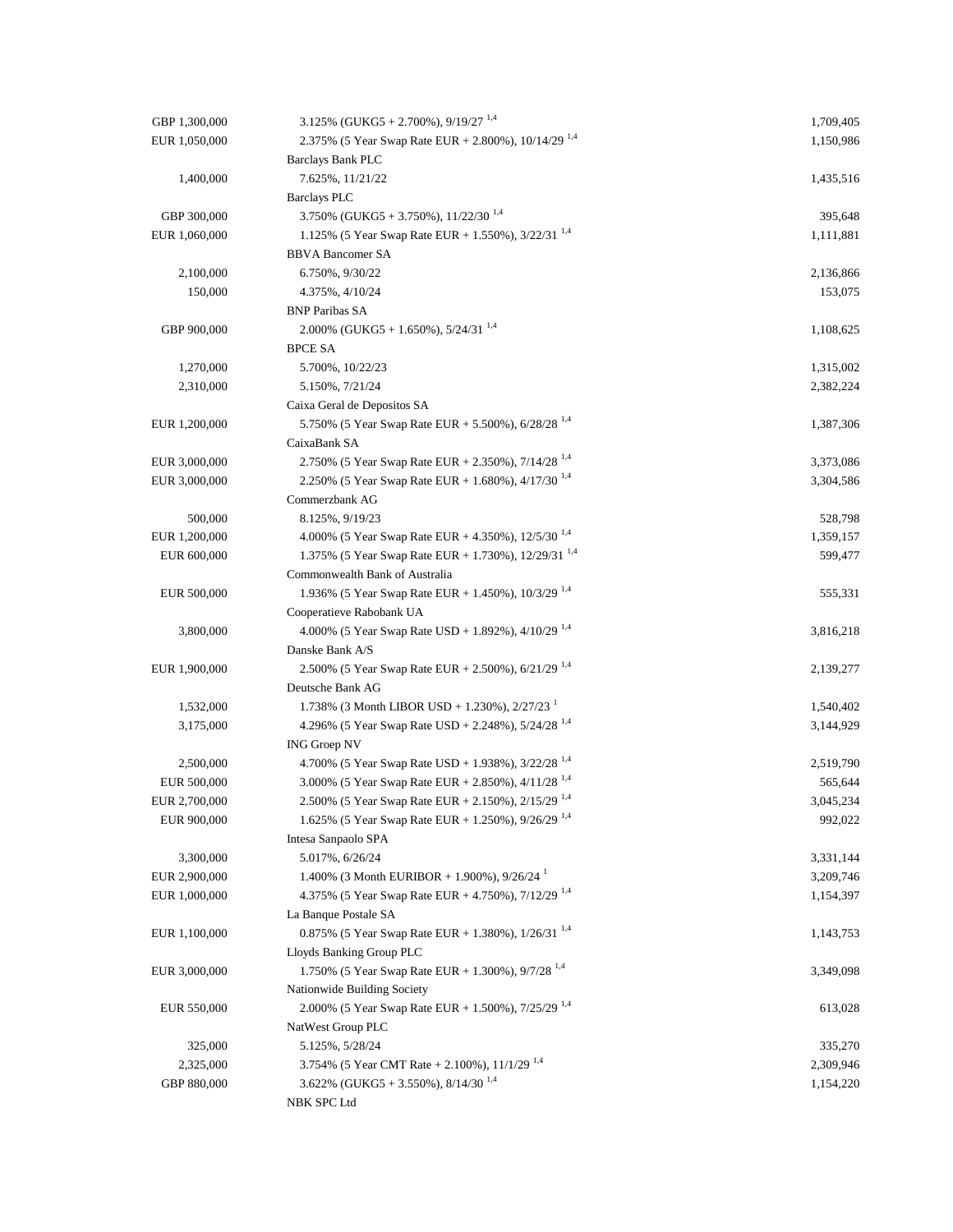| | | |
|---|---|---|
| GBP 1,300,000 | 3.125% (GUKG5 + 2.700%), 9/19/27 [1,4] | 1,709,405 |
| EUR 1,050,000 | 2.375% (5 Year Swap Rate EUR + 2.800%), 10/14/29 [1,4] | 1,150,986 |
| | Barclays Bank PLC | |
| 1,400,000 | 7.625%, 11/21/22 | 1,435,516 |
| | Barclays PLC | |
| GBP 300,000 | 3.750% (GUKG5 + 3.750%), 11/22/30 [1,4] | 395,648 |
| EUR 1,060,000 | 1.125% (5 Year Swap Rate EUR + 1.550%), 3/22/31 [1,4] | 1,111,881 |
| | BBVA Bancomer SA | |
| 2,100,000 | 6.750%, 9/30/22 | 2,136,866 |
| 150,000 | 4.375%, 4/10/24 | 153,075 |
| | BNP Paribas SA | |
| GBP 900,000 | 2.000% (GUKG5 + 1.650%), 5/24/31 [1,4] | 1,108,625 |
| | BPCE SA | |
| 1,270,000 | 5.700%, 10/22/23 | 1,315,002 |
| 2,310,000 | 5.150%, 7/21/24 | 2,382,224 |
| | Caixa Geral de Depositos SA | |
| EUR 1,200,000 | 5.750% (5 Year Swap Rate EUR + 5.500%), 6/28/28 [1,4] | 1,387,306 |
| | CaixaBank SA | |
| EUR 3,000,000 | 2.750% (5 Year Swap Rate EUR + 2.350%), 7/14/28 [1,4] | 3,373,086 |
| EUR 3,000,000 | 2.250% (5 Year Swap Rate EUR + 1.680%), 4/17/30 [1,4] | 3,304,586 |
| | Commerzbank AG | |
| 500,000 | 8.125%, 9/19/23 | 528,798 |
| EUR 1,200,000 | 4.000% (5 Year Swap Rate EUR + 4.350%), 12/5/30 [1,4] | 1,359,157 |
| EUR 600,000 | 1.375% (5 Year Swap Rate EUR + 1.730%), 12/29/31 [1,4] | 599,477 |
| | Commonwealth Bank of Australia | |
| EUR 500,000 | 1.936% (5 Year Swap Rate EUR + 1.450%), 10/3/29 [1,4] | 555,331 |
| | Cooperatieve Rabobank UA | |
| 3,800,000 | 4.000% (5 Year Swap Rate USD + 1.892%), 4/10/29 [1,4] | 3,816,218 |
| | Danske Bank A/S | |
| EUR 1,900,000 | 2.500% (5 Year Swap Rate EUR + 2.500%), 6/21/29 [1,4] | 2,139,277 |
| | Deutsche Bank AG | |
| 1,532,000 | 1.738% (3 Month LIBOR USD + 1.230%), 2/27/23 [1] | 1,540,402 |
| 3,175,000 | 4.296% (5 Year Swap Rate USD + 2.248%), 5/24/28 [1,4] | 3,144,929 |
| | ING Groep NV | |
| 2,500,000 | 4.700% (5 Year Swap Rate USD + 1.938%), 3/22/28 [1,4] | 2,519,790 |
| EUR 500,000 | 3.000% (5 Year Swap Rate EUR + 2.850%), 4/11/28 [1,4] | 565,644 |
| EUR 2,700,000 | 2.500% (5 Year Swap Rate EUR + 2.150%), 2/15/29 [1,4] | 3,045,234 |
| EUR 900,000 | 1.625% (5 Year Swap Rate EUR + 1.250%), 9/26/29 [1,4] | 992,022 |
| | Intesa Sanpaolo SPA | |
| 3,300,000 | 5.017%, 6/26/24 | 3,331,144 |
| EUR 2,900,000 | 1.400% (3 Month EURIBOR + 1.900%), 9/26/24 [1] | 3,209,746 |
| EUR 1,000,000 | 4.375% (5 Year Swap Rate EUR + 4.750%), 7/12/29 [1,4] | 1,154,397 |
| | La Banque Postale SA | |
| EUR 1,100,000 | 0.875% (5 Year Swap Rate EUR + 1.380%), 1/26/31 [1,4] | 1,143,753 |
| | Lloyds Banking Group PLC | |
| EUR 3,000,000 | 1.750% (5 Year Swap Rate EUR + 1.300%), 9/7/28 [1,4] | 3,349,098 |
| | Nationwide Building Society | |
| EUR 550,000 | 2.000% (5 Year Swap Rate EUR + 1.500%), 7/25/29 [1,4] | 613,028 |
| | NatWest Group PLC | |
| 325,000 | 5.125%, 5/28/24 | 335,270 |
| 2,325,000 | 3.754% (5 Year CMT Rate + 2.100%), 11/1/29 [1,4] | 2,309,946 |
| GBP 880,000 | 3.622% (GUKG5 + 3.550%), 8/14/30 [1,4] | 1,154,220 |
| | NBK SPC Ltd | |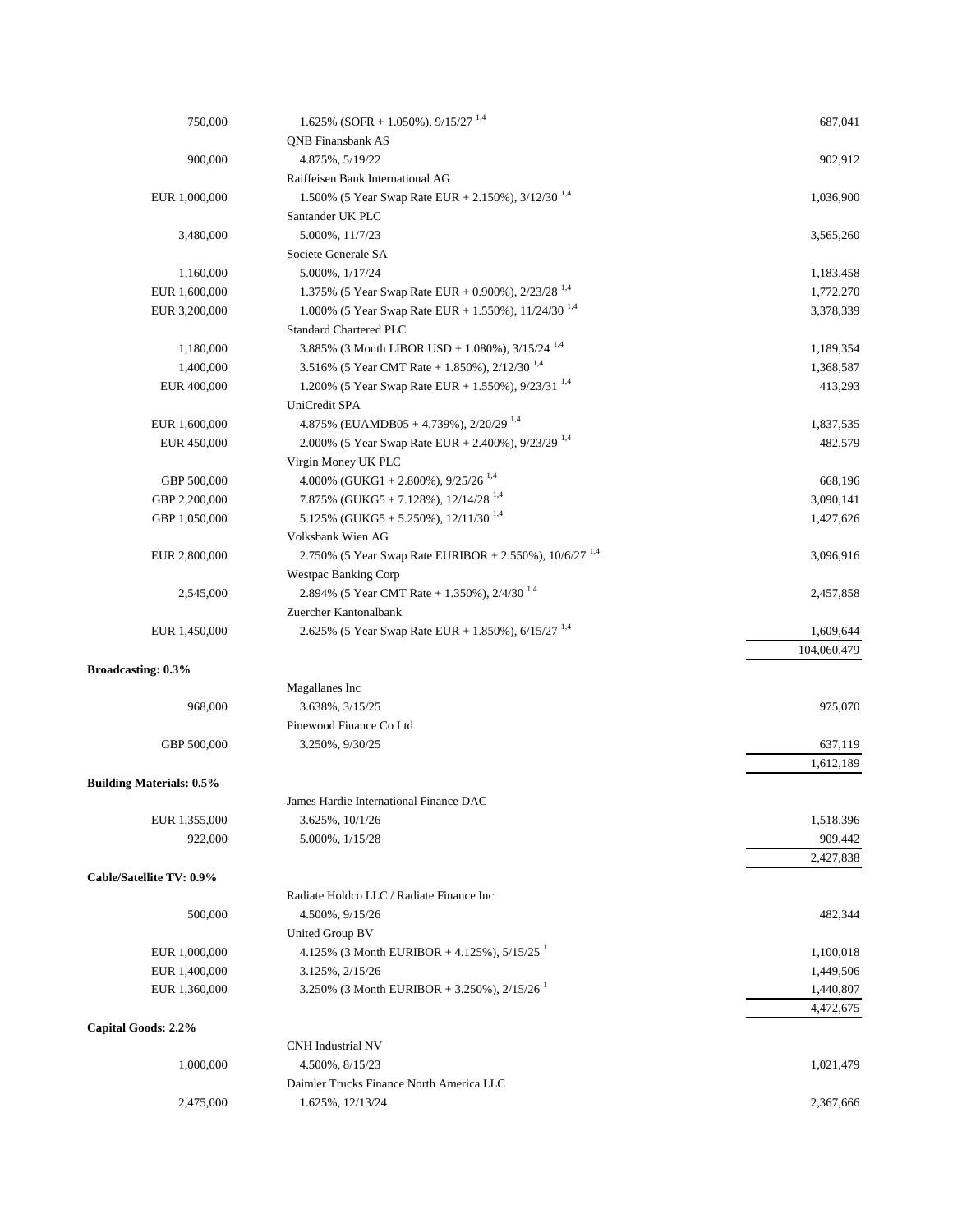| | | |
|---|---|---|
| 750,000 | 1.625% (SOFR + 1.050%), 9/15/27 [1,4] | 687,041 |
| | QNB Finansbank AS | |
| 900,000 | 4.875%, 5/19/22 | 902,912 |
| | Raiffeisen Bank International AG | |
| EUR 1,000,000 | 1.500% (5 Year Swap Rate EUR + 2.150%), 3/12/30 [1,4] | 1,036,900 |
| | Santander UK PLC | |
| 3,480,000 | 5.000%, 11/7/23 | 3,565,260 |
| | Societe Generale SA | |
| 1,160,000 | 5.000%, 1/17/24 | 1,183,458 |
| EUR 1,600,000 | 1.375% (5 Year Swap Rate EUR + 0.900%), 2/23/28 [1,4] | 1,772,270 |
| EUR 3,200,000 | 1.000% (5 Year Swap Rate EUR + 1.550%), 11/24/30 [1,4] | 3,378,339 |
| | Standard Chartered PLC | |
| 1,180,000 | 3.885% (3 Month LIBOR USD + 1.080%), 3/15/24 [1,4] | 1,189,354 |
| 1,400,000 | 3.516% (5 Year CMT Rate + 1.850%), 2/12/30 [1,4] | 1,368,587 |
| EUR 400,000 | 1.200% (5 Year Swap Rate EUR + 1.550%), 9/23/31 [1,4] | 413,293 |
| | UniCredit SPA | |
| EUR 1,600,000 | 4.875% (EUAMDB05 + 4.739%), 2/20/29 [1,4] | 1,837,535 |
| EUR 450,000 | 2.000% (5 Year Swap Rate EUR + 2.400%), 9/23/29 [1,4] | 482,579 |
| | Virgin Money UK PLC | |
| GBP 500,000 | 4.000% (GUKG1 + 2.800%), 9/25/26 [1,4] | 668,196 |
| GBP 2,200,000 | 7.875% (GUKG5 + 7.128%), 12/14/28 [1,4] | 3,090,141 |
| GBP 1,050,000 | 5.125% (GUKG5 + 5.250%), 12/11/30 [1,4] | 1,427,626 |
| | Volksbank Wien AG | |
| EUR 2,800,000 | 2.750% (5 Year Swap Rate EURIBOR + 2.550%), 10/6/27 [1,4] | 3,096,916 |
| | Westpac Banking Corp | |
| 2,545,000 | 2.894% (5 Year CMT Rate + 1.350%), 2/4/30 [1,4] | 2,457,858 |
| | Zuercher Kantonalbank | |
| EUR 1,450,000 | 2.625% (5 Year Swap Rate EUR + 1.850%), 6/15/27 [1,4] | 1,609,644 |
| | | 104,060,479 |
| **Broadcasting: 0.3%** | | |
| | Magallanes Inc | |
| 968,000 | 3.638%, 3/15/25 | 975,070 |
| | Pinewood Finance Co Ltd | |
| GBP 500,000 | 3.250%, 9/30/25 | 637,119 |
| | | 1,612,189 |
| **Building Materials: 0.5%** | | |
| | James Hardie International Finance DAC | |
| EUR 1,355,000 | 3.625%, 10/1/26 | 1,518,396 |
| 922,000 | 5.000%, 1/15/28 | 909,442 |
| | | 2,427,838 |
| **Cable/Satellite TV: 0.9%** | | |
| | Radiate Holdco LLC / Radiate Finance Inc | |
| 500,000 | 4.500%, 9/15/26 | 482,344 |
| | United Group BV | |
| EUR 1,000,000 | 4.125% (3 Month EURIBOR + 4.125%), 5/15/25 [1] | 1,100,018 |
| EUR 1,400,000 | 3.125%, 2/15/26 | 1,449,506 |
| EUR 1,360,000 | 3.250% (3 Month EURIBOR + 3.250%), 2/15/26 [1] | 1,440,807 |
| | | 4,472,675 |
| **Capital Goods: 2.2%** | | |
| | CNH Industrial NV | |
| 1,000,000 | 4.500%, 8/15/23 | 1,021,479 |
| | Daimler Trucks Finance North America LLC | |
| 2,475,000 | 1.625%, 12/13/24 | 2,367,666 |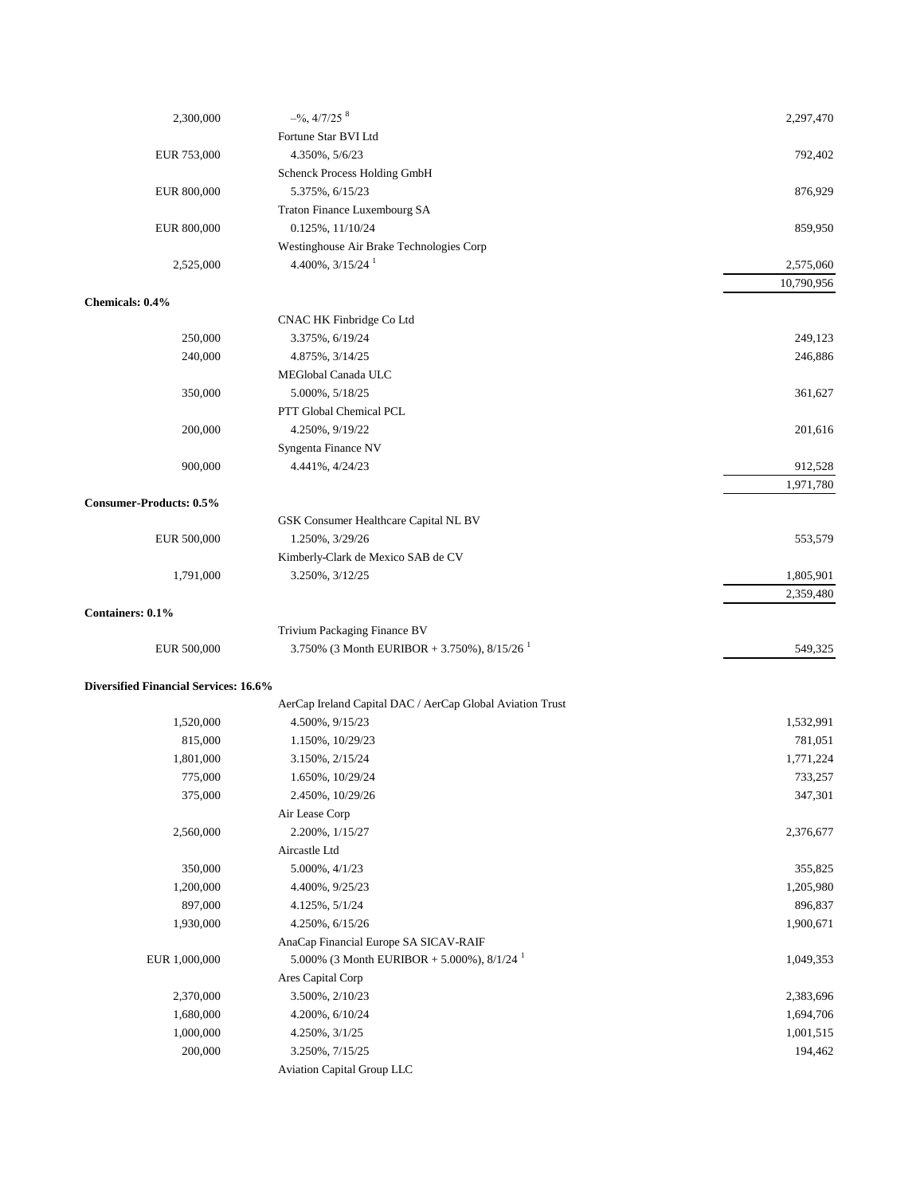| | | |
|---|---|---|
| 2,300,000 | –%, 4/7/25 [8] | 2,297,470 |
| | Fortune Star BVI Ltd | |
| EUR 753,000 | 4.350%, 5/6/23 | 792,402 |
| | Schenck Process Holding GmbH | |
| EUR 800,000 | 5.375%, 6/15/23 | 876,929 |
| | Traton Finance Luxembourg SA | |
| EUR 800,000 | 0.125%, 11/10/24 | 859,950 |
| | Westinghouse Air Brake Technologies Corp | |
| 2,525,000 | 4.400%, 3/15/24 [1] | 2,575,060 |
| | | 10,790,956 |
| **Chemicals: 0.4%** | | |
| | CNAC HK Finbridge Co Ltd | |
| 250,000 | 3.375%, 6/19/24 | 249,123 |
| 240,000 | 4.875%, 3/14/25 | 246,886 |
| | MEGlobal Canada ULC | |
| 350,000 | 5.000%, 5/18/25 | 361,627 |
| | PTT Global Chemical PCL | |
| 200,000 | 4.250%, 9/19/22 | 201,616 |
| | Syngenta Finance NV | |
| 900,000 | 4.441%, 4/24/23 | 912,528 |
| | | 1,971,780 |
| **Consumer-Products: 0.5%** | | |
| | GSK Consumer Healthcare Capital NL BV | |
| EUR 500,000 | 1.250%, 3/29/26 | 553,579 |
| | Kimberly-Clark de Mexico SAB de CV | |
| 1,791,000 | 3.250%, 3/12/25 | 1,805,901 |
| | | 2,359,480 |
| **Containers: 0.1%** | | |
| | Trivium Packaging Finance BV | |
| EUR 500,000 | 3.750% (3 Month EURIBOR + 3.750%), 8/15/26 [1] | 549,325 |
| **Diversified Financial Services: 16.6%** | | |
| | AerCap Ireland Capital DAC / AerCap Global Aviation Trust | |
| 1,520,000 | 4.500%, 9/15/23 | 1,532,991 |
| 815,000 | 1.150%, 10/29/23 | 781,051 |
| 1,801,000 | 3.150%, 2/15/24 | 1,771,224 |
| 775,000 | 1.650%, 10/29/24 | 733,257 |
| 375,000 | 2.450%, 10/29/26 | 347,301 |
| | Air Lease Corp | |
| 2,560,000 | 2.200%, 1/15/27 | 2,376,677 |
| | Aircastle Ltd | |
| 350,000 | 5.000%, 4/1/23 | 355,825 |
| 1,200,000 | 4.400%, 9/25/23 | 1,205,980 |
| 897,000 | 4.125%, 5/1/24 | 896,837 |
| 1,930,000 | 4.250%, 6/15/26 | 1,900,671 |
| | AnaCap Financial Europe SA SICAV-RAIF | |
| EUR 1,000,000 | 5.000% (3 Month EURIBOR + 5.000%), 8/1/24 [1] | 1,049,353 |
| | Ares Capital Corp | |
| 2,370,000 | 3.500%, 2/10/23 | 2,383,696 |
| 1,680,000 | 4.200%, 6/10/24 | 1,694,706 |
| 1,000,000 | 4.250%, 3/1/25 | 1,001,515 |
| 200,000 | 3.250%, 7/15/25 | 194,462 |
| | Aviation Capital Group LLC | |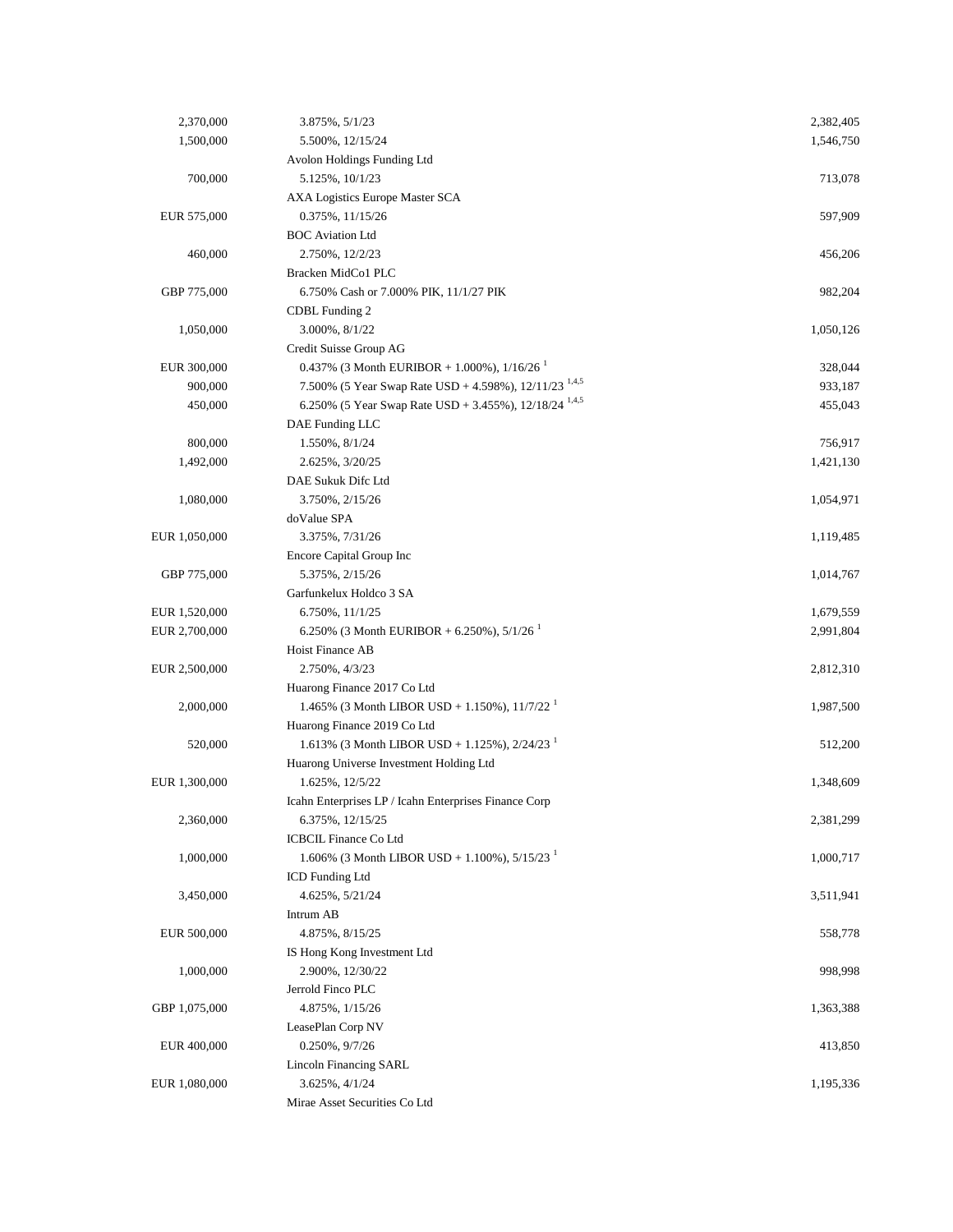| | | |
|---|---|---|
| 2,370,000 | 3.875%, 5/1/23 | 2,382,405 |
| 1,500,000 | 5.500%, 12/15/24 | 1,546,750 |
| | Avolon Holdings Funding Ltd | |
| 700,000 | 5.125%, 10/1/23 | 713,078 |
| | AXA Logistics Europe Master SCA | |
| EUR 575,000 | 0.375%, 11/15/26 | 597,909 |
| | BOC Aviation Ltd | |
| 460,000 | 2.750%, 12/2/23 | 456,206 |
| | Bracken MidCo1 PLC | |
| GBP 775,000 | 6.750% Cash or 7.000% PIK, 11/1/27 PIK | 982,204 |
| | CDBL Funding 2 | |
| 1,050,000 | 3.000%, 8/1/22 | 1,050,126 |
| | Credit Suisse Group AG | |
| EUR 300,000 | 0.437% (3 Month EURIBOR + 1.000%), 1/16/26 [1] | 328,044 |
| 900,000 | 7.500% (5 Year Swap Rate USD + 4.598%), 12/11/23 [1,4,5] | 933,187 |
| 450,000 | 6.250% (5 Year Swap Rate USD + 3.455%), 12/18/24 [1,4,5] | 455,043 |
| | DAE Funding LLC | |
| 800,000 | 1.550%, 8/1/24 | 756,917 |
| 1,492,000 | 2.625%, 3/20/25 | 1,421,130 |
| | DAE Sukuk Difc Ltd | |
| 1,080,000 | 3.750%, 2/15/26 | 1,054,971 |
| | doValue SPA | |
| EUR 1,050,000 | 3.375%, 7/31/26 | 1,119,485 |
| | Encore Capital Group Inc | |
| GBP 775,000 | 5.375%, 2/15/26 | 1,014,767 |
| | Garfunkelux Holdco 3 SA | |
| EUR 1,520,000 | 6.750%, 11/1/25 | 1,679,559 |
| EUR 2,700,000 | 6.250% (3 Month EURIBOR + 6.250%), 5/1/26 [1] | 2,991,804 |
| | Hoist Finance AB | |
| EUR 2,500,000 | 2.750%, 4/3/23 | 2,812,310 |
| | Huarong Finance 2017 Co Ltd | |
| 2,000,000 | 1.465% (3 Month LIBOR USD + 1.150%), 11/7/22 [1] | 1,987,500 |
| | Huarong Finance 2019 Co Ltd | |
| 520,000 | 1.613% (3 Month LIBOR USD + 1.125%), 2/24/23 [1] | 512,200 |
| | Huarong Universe Investment Holding Ltd | |
| EUR 1,300,000 | 1.625%, 12/5/22 | 1,348,609 |
| | Icahn Enterprises LP / Icahn Enterprises Finance Corp | |
| 2,360,000 | 6.375%, 12/15/25 | 2,381,299 |
| | ICBCIL Finance Co Ltd | |
| 1,000,000 | 1.606% (3 Month LIBOR USD + 1.100%), 5/15/23 [1] | 1,000,717 |
| | ICD Funding Ltd | |
| 3,450,000 | 4.625%, 5/21/24 | 3,511,941 |
| | Intrum AB | |
| EUR 500,000 | 4.875%, 8/15/25 | 558,778 |
| | IS Hong Kong Investment Ltd | |
| 1,000,000 | 2.900%, 12/30/22 | 998,998 |
| | Jerrold Finco PLC | |
| GBP 1,075,000 | 4.875%, 1/15/26 | 1,363,388 |
| | LeasePlan Corp NV | |
| EUR 400,000 | 0.250%, 9/7/26 | 413,850 |
| | Lincoln Financing SARL | |
| EUR 1,080,000 | 3.625%, 4/1/24 | 1,195,336 |
| | Mirae Asset Securities Co Ltd | |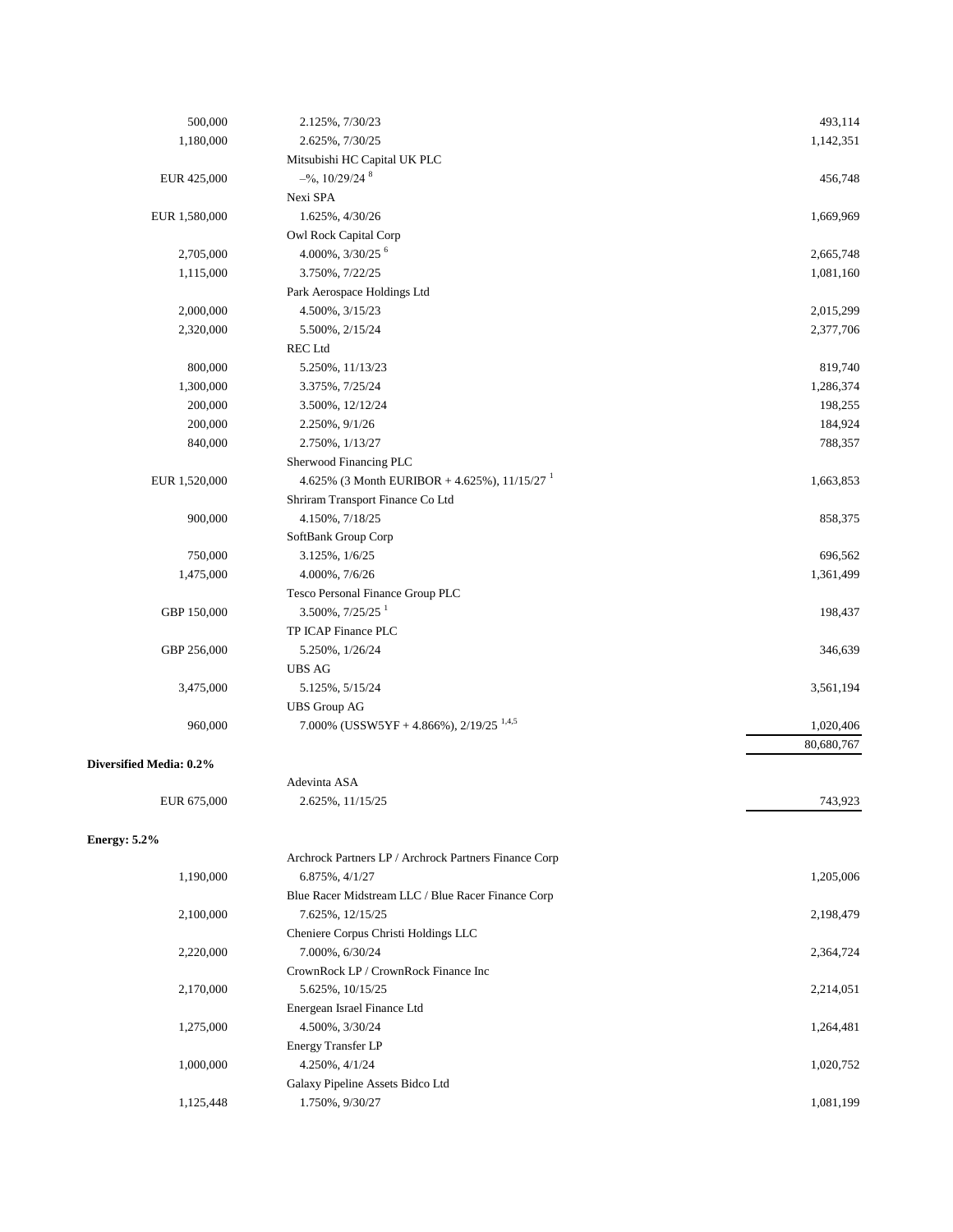| | | |
|---|---|---|
| 500,000 | 2.125%, 7/30/23 | 493,114 |
| 1,180,000 | 2.625%, 7/30/25 | 1,142,351 |
| | Mitsubishi HC Capital UK PLC | |
| EUR 425,000 | –%, 10/29/24 [8] | 456,748 |
| | Nexi SPA | |
| EUR 1,580,000 | 1.625%, 4/30/26 | 1,669,969 |
| | Owl Rock Capital Corp | |
| 2,705,000 | 4.000%, 3/30/25 [6] | 2,665,748 |
| 1,115,000 | 3.750%, 7/22/25 | 1,081,160 |
| | Park Aerospace Holdings Ltd | |
| 2,000,000 | 4.500%, 3/15/23 | 2,015,299 |
| 2,320,000 | 5.500%, 2/15/24 | 2,377,706 |
| | REC Ltd | |
| 800,000 | 5.250%, 11/13/23 | 819,740 |
| 1,300,000 | 3.375%, 7/25/24 | 1,286,374 |
| 200,000 | 3.500%, 12/12/24 | 198,255 |
| 200,000 | 2.250%, 9/1/26 | 184,924 |
| 840,000 | 2.750%, 1/13/27 | 788,357 |
| | Sherwood Financing PLC | |
| EUR 1,520,000 | 4.625% (3 Month EURIBOR + 4.625%), 11/15/27 [1] | 1,663,853 |
| | Shriram Transport Finance Co Ltd | |
| 900,000 | 4.150%, 7/18/25 | 858,375 |
| | SoftBank Group Corp | |
| 750,000 | 3.125%, 1/6/25 | 696,562 |
| 1,475,000 | 4.000%, 7/6/26 | 1,361,499 |
| | Tesco Personal Finance Group PLC | |
| GBP 150,000 | 3.500%, 7/25/25 [1] | 198,437 |
| | TP ICAP Finance PLC | |
| GBP 256,000 | 5.250%, 1/26/24 | 346,639 |
| | UBS AG | |
| 3,475,000 | 5.125%, 5/15/24 | 3,561,194 |
| | UBS Group AG | |
| 960,000 | 7.000% (USSW5YF + 4.866%), 2/19/25 [1,4,5] | 1,020,406 |
| | | 80,680,767 |
| **Diversified Media: 0.2%** | | |
| | Adevinta ASA | |
| EUR 675,000 | 2.625%, 11/15/25 | 743,923 |
| **Energy: 5.2%** | | |
| | Archrock Partners LP / Archrock Partners Finance Corp | |
| 1,190,000 | 6.875%, 4/1/27 | 1,205,006 |
| | Blue Racer Midstream LLC / Blue Racer Finance Corp | |
| 2,100,000 | 7.625%, 12/15/25 | 2,198,479 |
| | Cheniere Corpus Christi Holdings LLC | |
| 2,220,000 | 7.000%, 6/30/24 | 2,364,724 |
| | CrownRock LP / CrownRock Finance Inc | |
| 2,170,000 | 5.625%, 10/15/25 | 2,214,051 |
| | Energean Israel Finance Ltd | |
| 1,275,000 | 4.500%, 3/30/24 | 1,264,481 |
| | Energy Transfer LP | |
| 1,000,000 | 4.250%, 4/1/24 | 1,020,752 |
| | Galaxy Pipeline Assets Bidco Ltd | |
| 1,125,448 | 1.750%, 9/30/27 | 1,081,199 |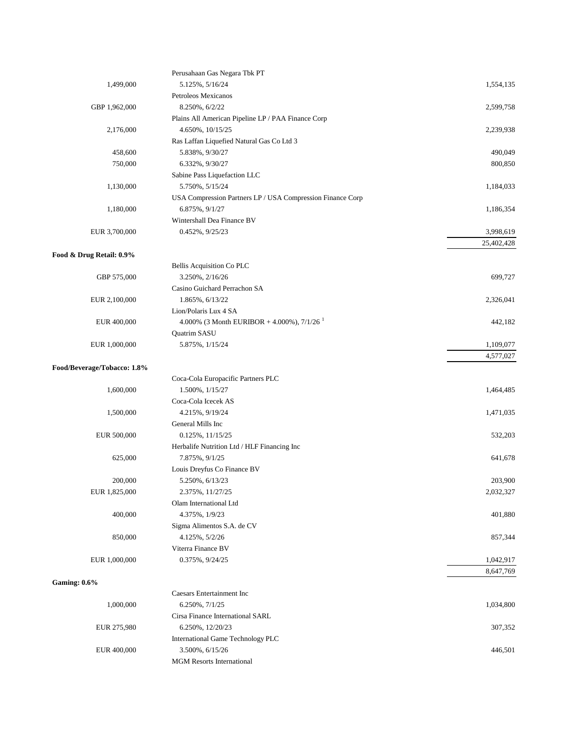| Principal Amount | Security | Value |
|---|---|---|
| | Perusahaan Gas Negara Tbk PT | |
| 1,499,000 | 5.125%, 5/16/24 | 1,554,135 |
| | Petroleos Mexicanos | |
| GBP 1,962,000 | 8.250%, 6/2/22 | 2,599,758 |
| | Plains All American Pipeline LP / PAA Finance Corp | |
| 2,176,000 | 4.650%, 10/15/25 | 2,239,938 |
| | Ras Laffan Liquefied Natural Gas Co Ltd 3 | |
| 458,600 | 5.838%, 9/30/27 | 490,049 |
| 750,000 | 6.332%, 9/30/27 | 800,850 |
| | Sabine Pass Liquefaction LLC | |
| 1,130,000 | 5.750%, 5/15/24 | 1,184,033 |
| | USA Compression Partners LP / USA Compression Finance Corp | |
| 1,180,000 | 6.875%, 9/1/27 | 1,186,354 |
| | Wintershall Dea Finance BV | |
| EUR 3,700,000 | 0.452%, 9/25/23 | 3,998,619 |
| | | 25,402,428 |
| **Food & Drug Retail: 0.9%** | | |
| | Bellis Acquisition Co PLC | |
| GBP 575,000 | 3.250%, 2/16/26 | 699,727 |
| | Casino Guichard Perrachon SA | |
| EUR 2,100,000 | 1.865%, 6/13/22 | 2,326,041 |
| | Lion/Polaris Lux 4 SA | |
| EUR 400,000 | 4.000% (3 Month EURIBOR + 4.000%), 7/1/26 [1] | 442,182 |
| | Quatrim SASU | |
| EUR 1,000,000 | 5.875%, 1/15/24 | 1,109,077 |
| | | 4,577,027 |
| **Food/Beverage/Tobacco: 1.8%** | | |
| | Coca-Cola Europacific Partners PLC | |
| 1,600,000 | 1.500%, 1/15/27 | 1,464,485 |
| | Coca-Cola Icecek AS | |
| 1,500,000 | 4.215%, 9/19/24 | 1,471,035 |
| | General Mills Inc | |
| EUR 500,000 | 0.125%, 11/15/25 | 532,203 |
| | Herbalife Nutrition Ltd / HLF Financing Inc | |
| 625,000 | 7.875%, 9/1/25 | 641,678 |
| | Louis Dreyfus Co Finance BV | |
| 200,000 | 5.250%, 6/13/23 | 203,900 |
| EUR 1,825,000 | 2.375%, 11/27/25 | 2,032,327 |
| | Olam International Ltd | |
| 400,000 | 4.375%, 1/9/23 | 401,880 |
| | Sigma Alimentos S.A. de CV | |
| 850,000 | 4.125%, 5/2/26 | 857,344 |
| | Viterra Finance BV | |
| EUR 1,000,000 | 0.375%, 9/24/25 | 1,042,917 |
| | | 8,647,769 |
| **Gaming: 0.6%** | | |
| | Caesars Entertainment Inc | |
| 1,000,000 | 6.250%, 7/1/25 | 1,034,800 |
| | Cirsa Finance International SARL | |
| EUR 275,980 | 6.250%, 12/20/23 | 307,352 |
| | International Game Technology PLC | |
| EUR 400,000 | 3.500%, 6/15/26 | 446,501 |
| | MGM Resorts International | |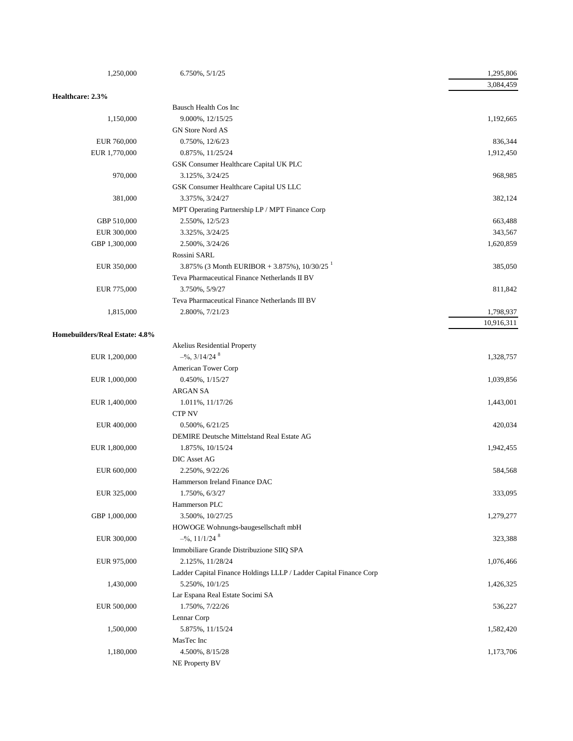| Principal Amount | Description | Value |
|---|---|---|
| 1,250,000 | 6.750%, 5/1/25 | 1,295,806 |
| | | 3,084,459 |
| **Healthcare: 2.3%** | | |
| | Bausch Health Cos Inc | |
| 1,150,000 | 9.000%, 12/15/25 | 1,192,665 |
| | GN Store Nord AS | |
| EUR 760,000 | 0.750%, 12/6/23 | 836,344 |
| EUR 1,770,000 | 0.875%, 11/25/24 | 1,912,450 |
| | GSK Consumer Healthcare Capital UK PLC | |
| 970,000 | 3.125%, 3/24/25 | 968,985 |
| | GSK Consumer Healthcare Capital US LLC | |
| 381,000 | 3.375%, 3/24/27 | 382,124 |
| | MPT Operating Partnership LP / MPT Finance Corp | |
| GBP 510,000 | 2.550%, 12/5/23 | 663,488 |
| EUR 300,000 | 3.325%, 3/24/25 | 343,567 |
| GBP 1,300,000 | 2.500%, 3/24/26 | 1,620,859 |
| | Rossini SARL | |
| EUR 350,000 | 3.875% (3 Month EURIBOR + 3.875%), 10/30/25 [1] | 385,050 |
| | Teva Pharmaceutical Finance Netherlands II BV | |
| EUR 775,000 | 3.750%, 5/9/27 | 811,842 |
| | Teva Pharmaceutical Finance Netherlands III BV | |
| 1,815,000 | 2.800%, 7/21/23 | 1,798,937 |
| | | 10,916,311 |
| **Homebuilders/Real Estate: 4.8%** | | |
| | Akelius Residential Property | |
| EUR 1,200,000 | –%, 3/14/24 [8] | 1,328,757 |
| | American Tower Corp | |
| EUR 1,000,000 | 0.450%, 1/15/27 | 1,039,856 |
| | ARGAN SA | |
| EUR 1,400,000 | 1.011%, 11/17/26 | 1,443,001 |
| | CTP NV | |
| EUR 400,000 | 0.500%, 6/21/25 | 420,034 |
| | DEMIRE Deutsche Mittelstand Real Estate AG | |
| EUR 1,800,000 | 1.875%, 10/15/24 | 1,942,455 |
| | DIC Asset AG | |
| EUR 600,000 | 2.250%, 9/22/26 | 584,568 |
| | Hammerson Ireland Finance DAC | |
| EUR 325,000 | 1.750%, 6/3/27 | 333,095 |
| | Hammerson PLC | |
| GBP 1,000,000 | 3.500%, 10/27/25 | 1,279,277 |
| | HOWOGE Wohnungs-baugesellschaft mbH | |
| EUR 300,000 | –%, 11/1/24 [8] | 323,388 |
| | Immobiliare Grande Distribuzione SIIQ SPA | |
| EUR 975,000 | 2.125%, 11/28/24 | 1,076,466 |
| | Ladder Capital Finance Holdings LLLP / Ladder Capital Finance Corp | |
| 1,430,000 | 5.250%, 10/1/25 | 1,426,325 |
| | Lar Espana Real Estate Socimi SA | |
| EUR 500,000 | 1.750%, 7/22/26 | 536,227 |
| | Lennar Corp | |
| 1,500,000 | 5.875%, 11/15/24 | 1,582,420 |
| | MasTec Inc | |
| 1,180,000 | 4.500%, 8/15/28 | 1,173,706 |
| | NE Property BV | |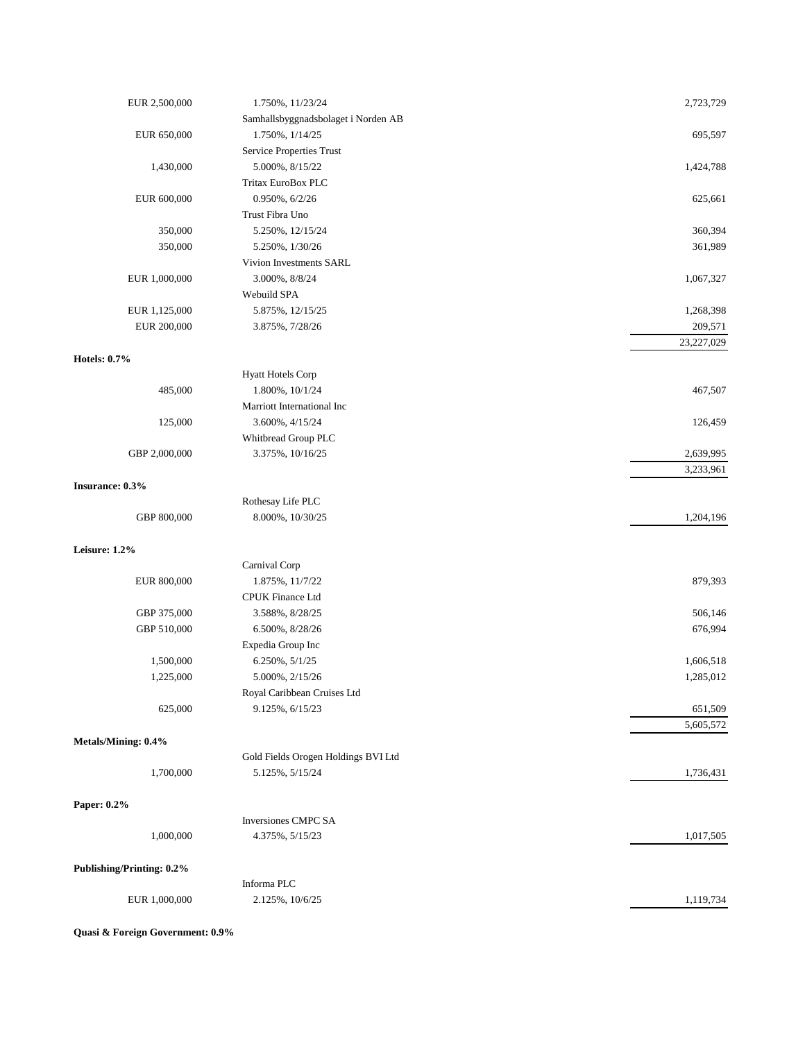| Principal Amount | Description | Value |
|---|---|---|
| EUR 2,500,000 | 1.750%, 11/23/24 | 2,723,729 |
| | Samhallsbyggnadsbolaget i Norden AB | |
| EUR 650,000 | 1.750%, 1/14/25 | 695,597 |
| | Service Properties Trust | |
| 1,430,000 | 5.000%, 8/15/22 | 1,424,788 |
| | Tritax EuroBox PLC | |
| EUR 600,000 | 0.950%, 6/2/26 | 625,661 |
| | Trust Fibra Uno | |
| 350,000 | 5.250%, 12/15/24 | 360,394 |
| 350,000 | 5.250%, 1/30/26 | 361,989 |
| | Vivion Investments SARL | |
| EUR 1,000,000 | 3.000%, 8/8/24 | 1,067,327 |
| | Webuild SPA | |
| EUR 1,125,000 | 5.875%, 12/15/25 | 1,268,398 |
| EUR 200,000 | 3.875%, 7/28/26 | 209,571 |
| | | 23,227,029 |
| **Hotels: 0.7%** | | |
| | Hyatt Hotels Corp | |
| 485,000 | 1.800%, 10/1/24 | 467,507 |
| | Marriott International Inc | |
| 125,000 | 3.600%, 4/15/24 | 126,459 |
| | Whitbread Group PLC | |
| GBP 2,000,000 | 3.375%, 10/16/25 | 2,639,995 |
| | | 3,233,961 |
| **Insurance: 0.3%** | | |
| | Rothesay Life PLC | |
| GBP 800,000 | 8.000%, 10/30/25 | 1,204,196 |
| **Leisure: 1.2%** | | |
| | Carnival Corp | |
| EUR 800,000 | 1.875%, 11/7/22 | 879,393 |
| | CPUK Finance Ltd | |
| GBP 375,000 | 3.588%, 8/28/25 | 506,146 |
| GBP 510,000 | 6.500%, 8/28/26 | 676,994 |
| | Expedia Group Inc | |
| 1,500,000 | 6.250%, 5/1/25 | 1,606,518 |
| 1,225,000 | 5.000%, 2/15/26 | 1,285,012 |
| | Royal Caribbean Cruises Ltd | |
| 625,000 | 9.125%, 6/15/23 | 651,509 |
| | | 5,605,572 |
| **Metals/Mining: 0.4%** | | |
| | Gold Fields Orogen Holdings BVI Ltd | |
| 1,700,000 | 5.125%, 5/15/24 | 1,736,431 |
| **Paper: 0.2%** | | |
| | Inversiones CMPC SA | |
| 1,000,000 | 4.375%, 5/15/23 | 1,017,505 |
| **Publishing/Printing: 0.2%** | | |
| | Informa PLC | |
| EUR 1,000,000 | 2.125%, 10/6/25 | 1,119,734 |
| **Quasi & Foreign Government: 0.9%** | | |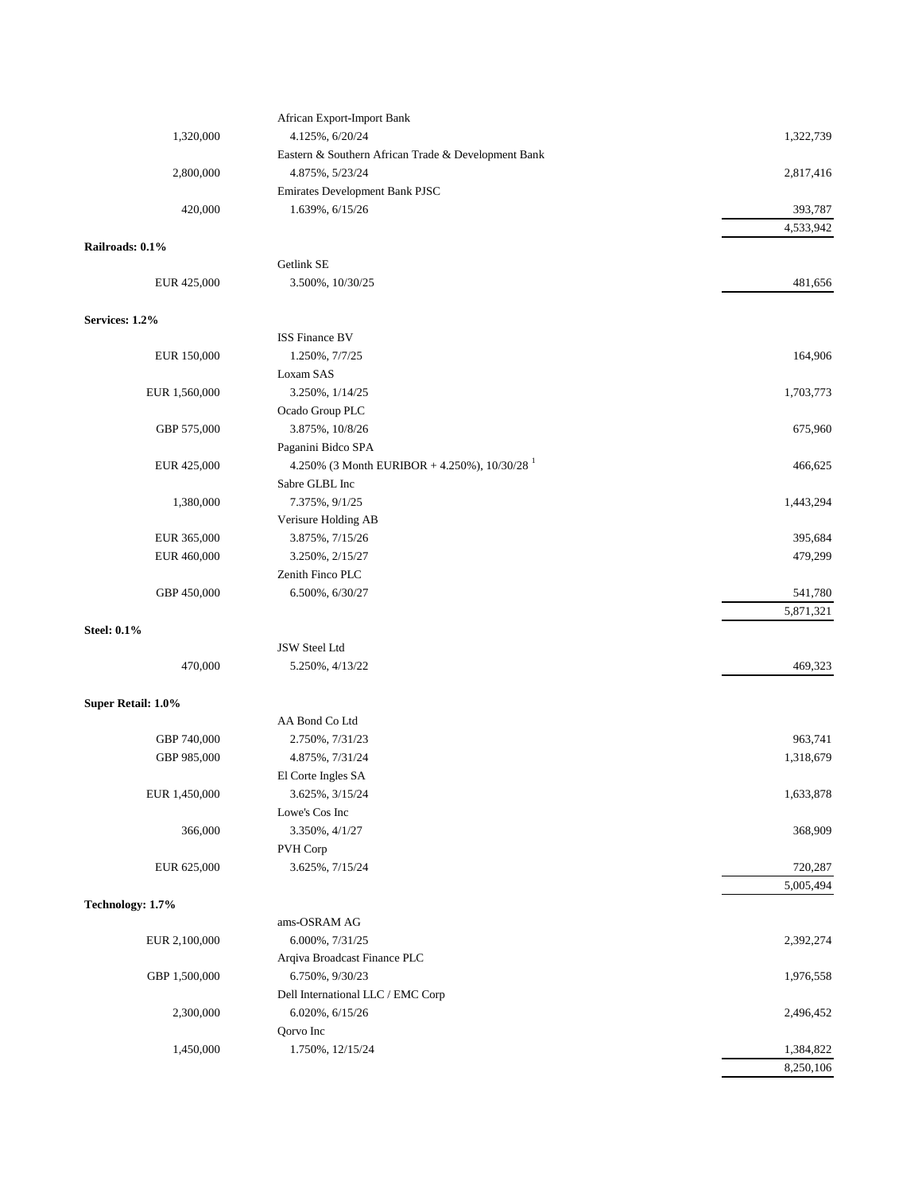| Principal Amount | Description | Value |
|---|---|---|
| | African Export-Import Bank | |
| 1,320,000 | 4.125%, 6/20/24 | 1,322,739 |
| | Eastern & Southern African Trade & Development Bank | |
| 2,800,000 | 4.875%, 5/23/24 | 2,817,416 |
| | Emirates Development Bank PJSC | |
| 420,000 | 1.639%, 6/15/26 | 393,787 |
| | | 4,533,942 |
| **Railroads: 0.1%** | | |
| | Getlink SE | |
| EUR 425,000 | 3.500%, 10/30/25 | 481,656 |
| **Services: 1.2%** | | |
| | ISS Finance BV | |
| EUR 150,000 | 1.250%, 7/7/25 | 164,906 |
| | Loxam SAS | |
| EUR 1,560,000 | 3.250%, 1/14/25 | 1,703,773 |
| | Ocado Group PLC | |
| GBP 575,000 | 3.875%, 10/8/26 | 675,960 |
| | Paganini Bidco SPA | |
| EUR 425,000 | 4.250% (3 Month EURIBOR + 4.250%), 10/30/28 [1] | 466,625 |
| | Sabre GLBL Inc | |
| 1,380,000 | 7.375%, 9/1/25 | 1,443,294 |
| | Verisure Holding AB | |
| EUR 365,000 | 3.875%, 7/15/26 | 395,684 |
| EUR 460,000 | 3.250%, 2/15/27 | 479,299 |
| | Zenith Finco PLC | |
| GBP 450,000 | 6.500%, 6/30/27 | 541,780 |
| | | 5,871,321 |
| **Steel: 0.1%** | | |
| | JSW Steel Ltd | |
| 470,000 | 5.250%, 4/13/22 | 469,323 |
| **Super Retail: 1.0%** | | |
| | AA Bond Co Ltd | |
| GBP 740,000 | 2.750%, 7/31/23 | 963,741 |
| GBP 985,000 | 4.875%, 7/31/24 | 1,318,679 |
| | El Corte Ingles SA | |
| EUR 1,450,000 | 3.625%, 3/15/24 | 1,633,878 |
| | Lowe's Cos Inc | |
| 366,000 | 3.350%, 4/1/27 | 368,909 |
| | PVH Corp | |
| EUR 625,000 | 3.625%, 7/15/24 | 720,287 |
| | | 5,005,494 |
| **Technology: 1.7%** | | |
| | ams-OSRAM AG | |
| EUR 2,100,000 | 6.000%, 7/31/25 | 2,392,274 |
| | Arqiva Broadcast Finance PLC | |
| GBP 1,500,000 | 6.750%, 9/30/23 | 1,976,558 |
| | Dell International LLC / EMC Corp | |
| 2,300,000 | 6.020%, 6/15/26 | 2,496,452 |
| | Qorvo Inc | |
| 1,450,000 | 1.750%, 12/15/24 | 1,384,822 |
| | | 8,250,106 |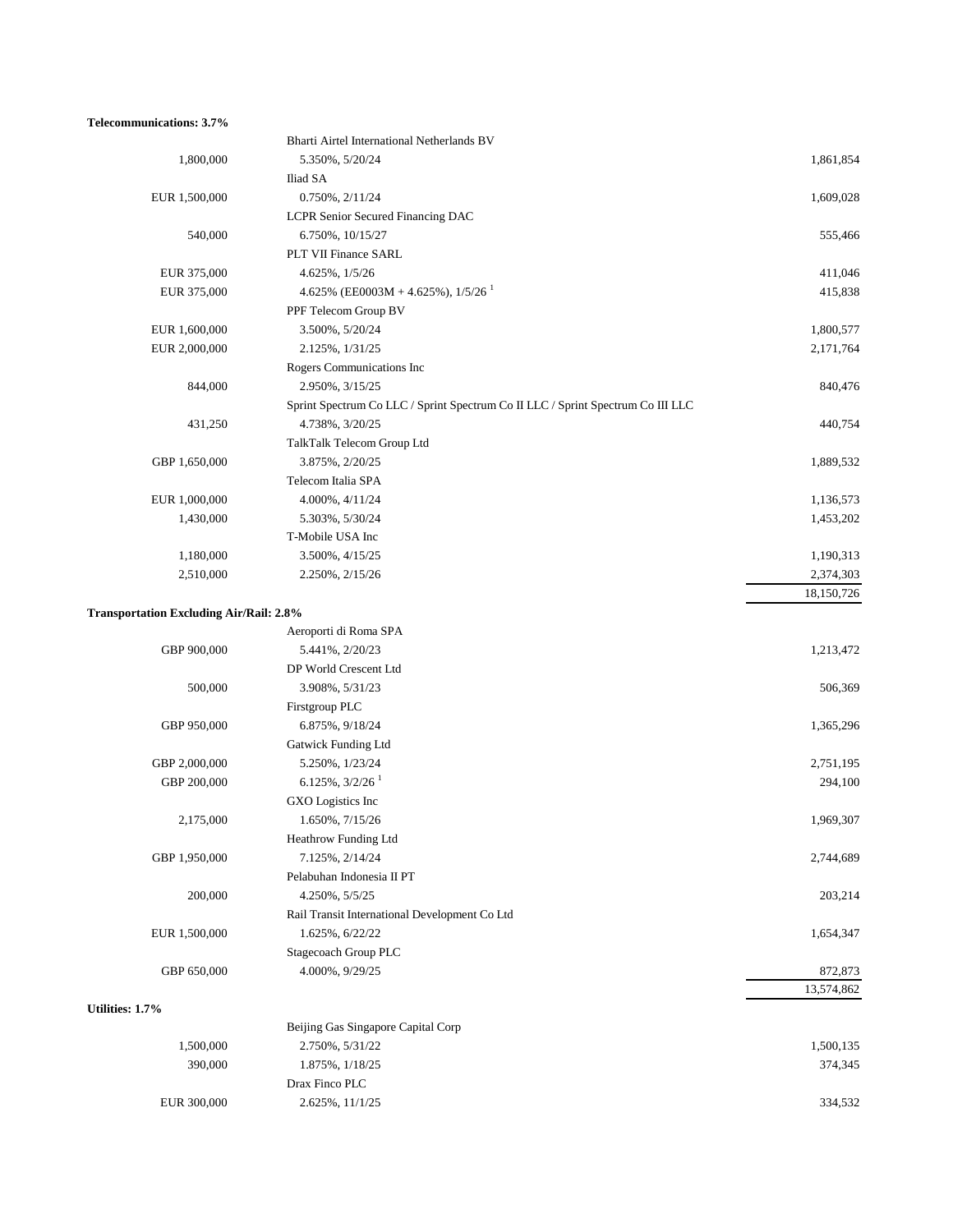| | | |
|---|---|---|
| **Telecommunications: 3.7%** | | |
| | Bharti Airtel International Netherlands BV | |
| 1,800,000 | 5.350%, 5/20/24 | 1,861,854 |
| | Iliad SA | |
| EUR 1,500,000 | 0.750%, 2/11/24 | 1,609,028 |
| | LCPR Senior Secured Financing DAC | |
| 540,000 | 6.750%, 10/15/27 | 555,466 |
| | PLT VII Finance SARL | |
| EUR 375,000 | 4.625%, 1/5/26 | 411,046 |
| EUR 375,000 | 4.625% (EE0003M + 4.625%), 1/5/26 [1] | 415,838 |
| | PPF Telecom Group BV | |
| EUR 1,600,000 | 3.500%, 5/20/24 | 1,800,577 |
| EUR 2,000,000 | 2.125%, 1/31/25 | 2,171,764 |
| | Rogers Communications Inc | |
| 844,000 | 2.950%, 3/15/25 | 840,476 |
| | Sprint Spectrum Co LLC / Sprint Spectrum Co II LLC / Sprint Spectrum Co III LLC | |
| 431,250 | 4.738%, 3/20/25 | 440,754 |
| | TalkTalk Telecom Group Ltd | |
| GBP 1,650,000 | 3.875%, 2/20/25 | 1,889,532 |
| | Telecom Italia SPA | |
| EUR 1,000,000 | 4.000%, 4/11/24 | 1,136,573 |
| 1,430,000 | 5.303%, 5/30/24 | 1,453,202 |
| | T-Mobile USA Inc | |
| 1,180,000 | 3.500%, 4/15/25 | 1,190,313 |
| 2,510,000 | 2.250%, 2/15/26 | 2,374,303 |
| | | 18,150,726 |
| **Transportation Excluding Air/Rail: 2.8%** | | |
| | Aeroporti di Roma SPA | |
| GBP 900,000 | 5.441%, 2/20/23 | 1,213,472 |
| | DP World Crescent Ltd | |
| 500,000 | 3.908%, 5/31/23 | 506,369 |
| | Firstgroup PLC | |
| GBP 950,000 | 6.875%, 9/18/24 | 1,365,296 |
| | Gatwick Funding Ltd | |
| GBP 2,000,000 | 5.250%, 1/23/24 | 2,751,195 |
| GBP 200,000 | 6.125%, 3/2/26 [1] | 294,100 |
| | GXO Logistics Inc | |
| 2,175,000 | 1.650%, 7/15/26 | 1,969,307 |
| | Heathrow Funding Ltd | |
| GBP 1,950,000 | 7.125%, 2/14/24 | 2,744,689 |
| | Pelabuhan Indonesia II PT | |
| 200,000 | 4.250%, 5/5/25 | 203,214 |
| | Rail Transit International Development Co Ltd | |
| EUR 1,500,000 | 1.625%, 6/22/22 | 1,654,347 |
| | Stagecoach Group PLC | |
| GBP 650,000 | 4.000%, 9/29/25 | 872,873 |
| | | 13,574,862 |
| **Utilities: 1.7%** | | |
| | Beijing Gas Singapore Capital Corp | |
| 1,500,000 | 2.750%, 5/31/22 | 1,500,135 |
| 390,000 | 1.875%, 1/18/25 | 374,345 |
| | Drax Finco PLC | |
| EUR 300,000 | 2.625%, 11/1/25 | 334,532 |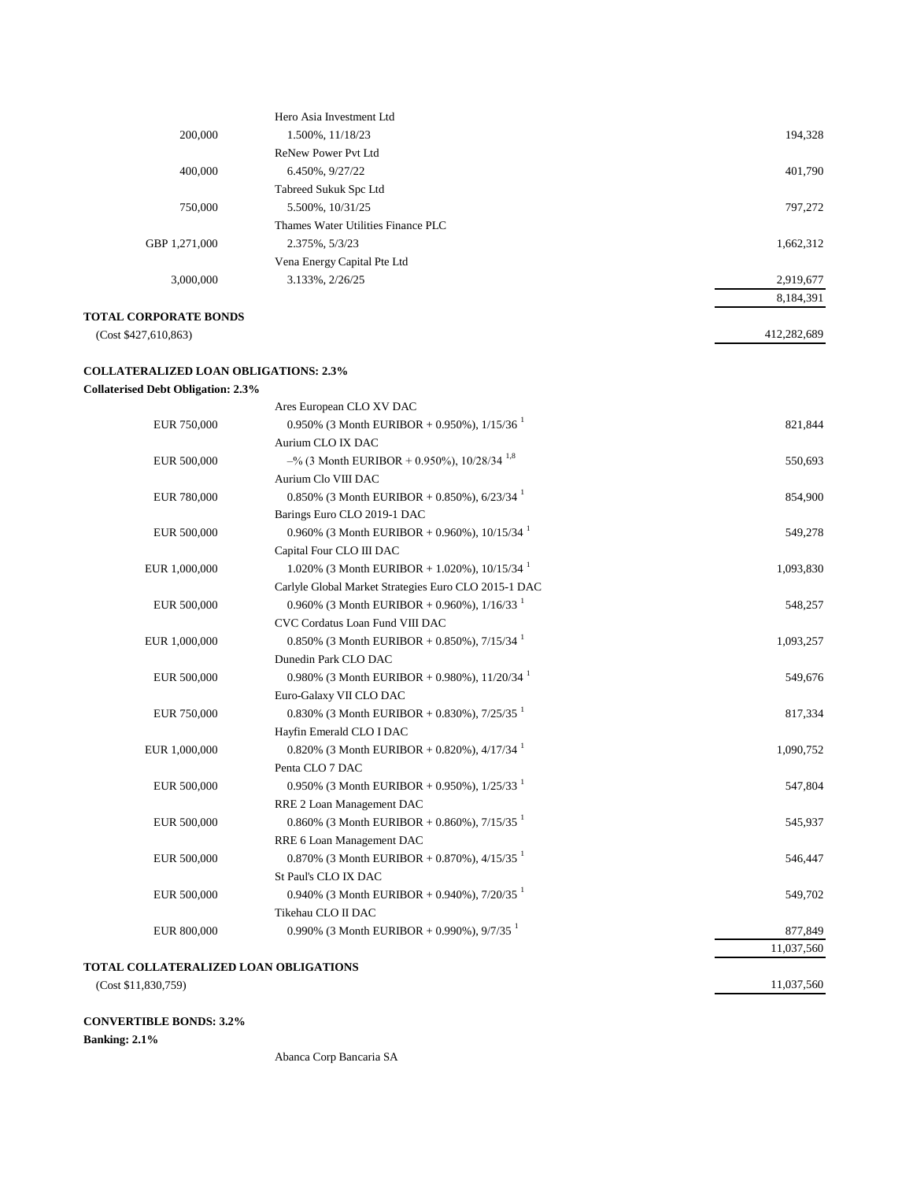| Principal Amount | Description | Value |
|---|---|---|
| | Hero Asia Investment Ltd | |
| 200,000 | 1.500%, 11/18/23 | 194,328 |
| | ReNew Power Pvt Ltd | |
| 400,000 | 6.450%, 9/27/22 | 401,790 |
| | Tabreed Sukuk Spc Ltd | |
| 750,000 | 5.500%, 10/31/25 | 797,272 |
| | Thames Water Utilities Finance PLC | |
| GBP 1,271,000 | 2.375%, 5/3/23 | 1,662,312 |
| | Vena Energy Capital Pte Ltd | |
| 3,000,000 | 3.133%, 2/26/25 | 2,919,677 |
| | | 8,184,391 |
| **TOTAL CORPORATE BONDS** | | |
| (Cost $427,610,863) | | 412,282,689 |
| | | |
| **COLLATERALIZED LOAN OBLIGATIONS: 2.3%** | | |
| **Collaterised Debt Obligation: 2.3%** | | |
| | Ares European CLO XV DAC | |
| EUR 750,000 | 0.950% (3 Month EURIBOR + 0.950%), 1/15/36 [1] | 821,844 |
| | Aurium CLO IX DAC | |
| EUR 500,000 | –% (3 Month EURIBOR + 0.950%), 10/28/34 [1,8] | 550,693 |
| | Aurium Clo VIII DAC | |
| EUR 780,000 | 0.850% (3 Month EURIBOR + 0.850%), 6/23/34 [1] | 854,900 |
| | Barings Euro CLO 2019-1 DAC | |
| EUR 500,000 | 0.960% (3 Month EURIBOR + 0.960%), 10/15/34 [1] | 549,278 |
| | Capital Four CLO III DAC | |
| EUR 1,000,000 | 1.020% (3 Month EURIBOR + 1.020%), 10/15/34 [1] | 1,093,830 |
| | Carlyle Global Market Strategies Euro CLO 2015-1 DAC | |
| EUR 500,000 | 0.960% (3 Month EURIBOR + 0.960%), 1/16/33 [1] | 548,257 |
| | CVC Cordatus Loan Fund VIII DAC | |
| EUR 1,000,000 | 0.850% (3 Month EURIBOR + 0.850%), 7/15/34 [1] | 1,093,257 |
| | Dunedin Park CLO DAC | |
| EUR 500,000 | 0.980% (3 Month EURIBOR + 0.980%), 11/20/34 [1] | 549,676 |
| | Euro-Galaxy VII CLO DAC | |
| EUR 750,000 | 0.830% (3 Month EURIBOR + 0.830%), 7/25/35 [1] | 817,334 |
| | Hayfin Emerald CLO I DAC | |
| EUR 1,000,000 | 0.820% (3 Month EURIBOR + 0.820%), 4/17/34 [1] | 1,090,752 |
| | Penta CLO 7 DAC | |
| EUR 500,000 | 0.950% (3 Month EURIBOR + 0.950%), 1/25/33 [1] | 547,804 |
| | RRE 2 Loan Management DAC | |
| EUR 500,000 | 0.860% (3 Month EURIBOR + 0.860%), 7/15/35 [1] | 545,937 |
| | RRE 6 Loan Management DAC | |
| EUR 500,000 | 0.870% (3 Month EURIBOR + 0.870%), 4/15/35 [1] | 546,447 |
| | St Paul's CLO IX DAC | |
| EUR 500,000 | 0.940% (3 Month EURIBOR + 0.940%), 7/20/35 [1] | 549,702 |
| | Tikehau CLO II DAC | |
| EUR 800,000 | 0.990% (3 Month EURIBOR + 0.990%), 9/7/35 [1] | 877,849 |
| | | 11,037,560 |
| **TOTAL COLLATERALIZED LOAN OBLIGATIONS** | | |
| (Cost $11,830,759) | | 11,037,560 |
| | | |
| **CONVERTIBLE BONDS: 3.2%** | | |
| **Banking: 2.1%** | | |
| | Abanca Corp Bancaria SA | |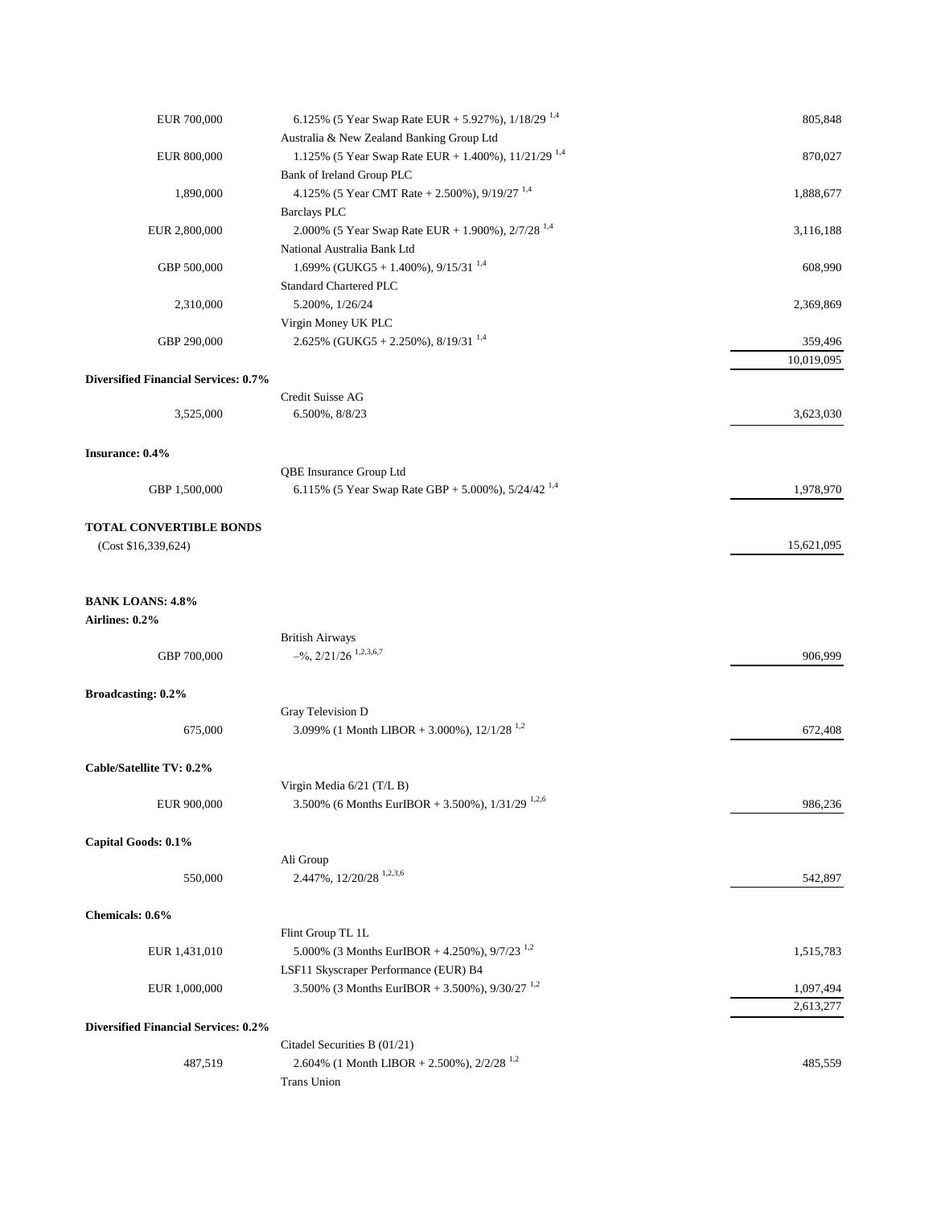| | | |
|---|---|---|
| EUR 700,000 | 6.125% (5 Year Swap Rate EUR + 5.927%), 1/18/29 [1,4] | 805,848 |
| | Australia & New Zealand Banking Group Ltd | |
| EUR 800,000 | 1.125% (5 Year Swap Rate EUR + 1.400%), 11/21/29 [1,4] | 870,027 |
| | Bank of Ireland Group PLC | |
| 1,890,000 | 4.125% (5 Year CMT Rate + 2.500%), 9/19/27 [1,4] | 1,888,677 |
| | Barclays PLC | |
| EUR 2,800,000 | 2.000% (5 Year Swap Rate EUR + 1.900%), 2/7/28 [1,4] | 3,116,188 |
| | National Australia Bank Ltd | |
| GBP 500,000 | 1.699% (GUKG5 + 1.400%), 9/15/31 [1,4] | 608,990 |
| | Standard Chartered PLC | |
| 2,310,000 | 5.200%, 1/26/24 | 2,369,869 |
| | Virgin Money UK PLC | |
| GBP 290,000 | 2.625% (GUKG5 + 2.250%), 8/19/31 [1,4] | 359,496 |
| | | 10,019,095 |
| **Diversified Financial Services: 0.7%** | | |
| | Credit Suisse AG | |
| 3,525,000 | 6.500%, 8/8/23 | 3,623,030 |
| **Insurance: 0.4%** | | |
| | QBE Insurance Group Ltd | |
| GBP 1,500,000 | 6.115% (5 Year Swap Rate GBP + 5.000%), 5/24/42 [1,4] | 1,978,970 |
| **TOTAL CONVERTIBLE BONDS** | | |
| (Cost $16,339,624) | | 15,621,095 |
| **BANK LOANS: 4.8%** | | |
| **Airlines: 0.2%** | | |
| | British Airways | |
| GBP 700,000 | –%, 2/21/26 [1,2,3,6,7] | 906,999 |
| **Broadcasting: 0.2%** | | |
| | Gray Television D | |
| 675,000 | 3.099% (1 Month LIBOR + 3.000%), 12/1/28 [1,2] | 672,408 |
| **Cable/Satellite TV: 0.2%** | | |
| | Virgin Media 6/21 (T/L B) | |
| EUR 900,000 | 3.500% (6 Months EurIBOR + 3.500%), 1/31/29 [1,2,6] | 986,236 |
| **Capital Goods: 0.1%** | | |
| | Ali Group | |
| 550,000 | 2.447%, 12/20/28 [1,2,3,6] | 542,897 |
| **Chemicals: 0.6%** | | |
| | Flint Group TL 1L | |
| EUR 1,431,010 | 5.000% (3 Months EurIBOR + 4.250%), 9/7/23 [1,2] | 1,515,783 |
| | LSF11 Skyscraper Performance (EUR) B4 | |
| EUR 1,000,000 | 3.500% (3 Months EurIBOR + 3.500%), 9/30/27 [1,2] | 1,097,494 |
| | | 2,613,277 |
| **Diversified Financial Services: 0.2%** | | |
| | Citadel Securities B (01/21) | |
| 487,519 | 2.604% (1 Month LIBOR + 2.500%), 2/2/28 [1,2] | 485,559 |
| | Trans Union | |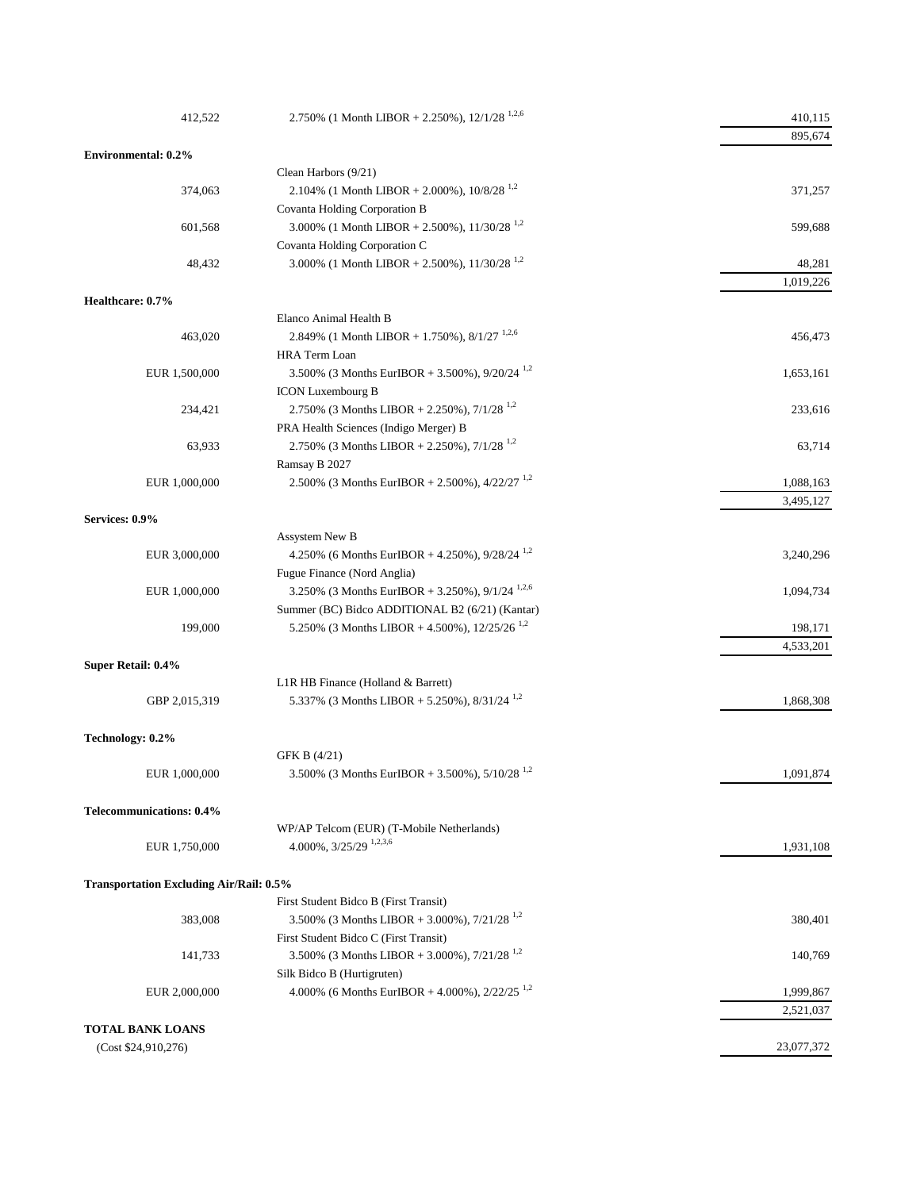| | | |
|---|---|---|
| 412,522 | 2.750% (1 Month LIBOR + 2.250%), 12/1/28 [1,2,6] | 410,115 |
| | | 895,674 |
| **Environmental: 0.2%** | | |
| | Clean Harbors (9/21) | |
| 374,063 | 2.104% (1 Month LIBOR + 2.000%), 10/8/28 [1,2] | 371,257 |
| | Covanta Holding Corporation B | |
| 601,568 | 3.000% (1 Month LIBOR + 2.500%), 11/30/28 [1,2] | 599,688 |
| | Covanta Holding Corporation C | |
| 48,432 | 3.000% (1 Month LIBOR + 2.500%), 11/30/28 [1,2] | 48,281 |
| | | 1,019,226 |
| **Healthcare: 0.7%** | | |
| | Elanco Animal Health B | |
| 463,020 | 2.849% (1 Month LIBOR + 1.750%), 8/1/27 [1,2,6] | 456,473 |
| | HRA Term Loan | |
| EUR 1,500,000 | 3.500% (3 Months EurIBOR + 3.500%), 9/20/24 [1,2] | 1,653,161 |
| | ICON Luxembourg B | |
| 234,421 | 2.750% (3 Months LIBOR + 2.250%), 7/1/28 [1,2] | 233,616 |
| | PRA Health Sciences (Indigo Merger) B | |
| 63,933 | 2.750% (3 Months LIBOR + 2.250%), 7/1/28 [1,2] | 63,714 |
| | Ramsay B 2027 | |
| EUR 1,000,000 | 2.500% (3 Months EurIBOR + 2.500%), 4/22/27 [1,2] | 1,088,163 |
| | | 3,495,127 |
| **Services: 0.9%** | | |
| | Assystem New B | |
| EUR 3,000,000 | 4.250% (6 Months EurIBOR + 4.250%), 9/28/24 [1,2] | 3,240,296 |
| | Fugue Finance (Nord Anglia) | |
| EUR 1,000,000 | 3.250% (3 Months EurIBOR + 3.250%), 9/1/24 [1,2,6] | 1,094,734 |
| | Summer (BC) Bidco ADDITIONAL B2 (6/21) (Kantar) | |
| 199,000 | 5.250% (3 Months LIBOR + 4.500%), 12/25/26 [1,2] | 198,171 |
| | | 4,533,201 |
| **Super Retail: 0.4%** | | |
| | L1R HB Finance (Holland & Barrett) | |
| GBP 2,015,319 | 5.337% (3 Months LIBOR + 5.250%), 8/31/24 [1,2] | 1,868,308 |
| **Technology: 0.2%** | | |
| | GFK B (4/21) | |
| EUR 1,000,000 | 3.500% (3 Months EurIBOR + 3.500%), 5/10/28 [1,2] | 1,091,874 |
| **Telecommunications: 0.4%** | | |
| | WP/AP Telcom (EUR) (T-Mobile Netherlands) | |
| EUR 1,750,000 | 4.000%, 3/25/29 [1,2,3,6] | 1,931,108 |
| **Transportation Excluding Air/Rail: 0.5%** | | |
| | First Student Bidco B (First Transit) | |
| 383,008 | 3.500% (3 Months LIBOR + 3.000%), 7/21/28 [1,2] | 380,401 |
| | First Student Bidco C (First Transit) | |
| 141,733 | 3.500% (3 Months LIBOR + 3.000%), 7/21/28 [1,2] | 140,769 |
| | Silk Bidco B (Hurtigruten) | |
| EUR 2,000,000 | 4.000% (6 Months EurIBOR + 4.000%), 2/22/25 [1,2] | 1,999,867 |
| | | 2,521,037 |
| **TOTAL BANK LOANS** | | |
| (Cost $24,910,276) | | 23,077,372 |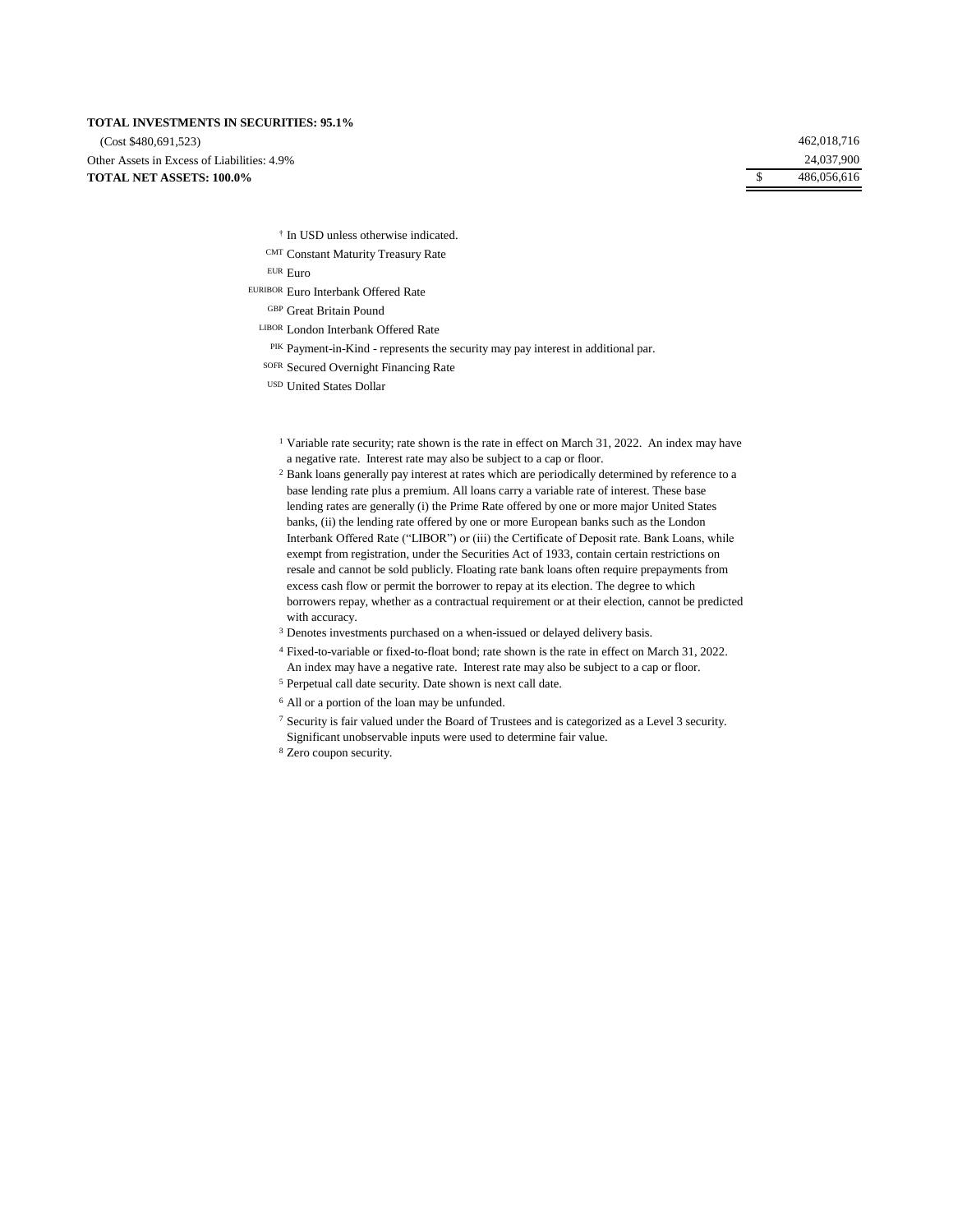| | | |
|---|---|---|
| **TOTAL INVESTMENTS IN SECURITIES: 95.1%** | | |
| (Cost $480,691,523) | | 462,018,716 |
| Other Assets in Excess of Liabilities: 4.9% | | 24,037,900 |
| **TOTAL NET ASSETS: 100.0%** | $ | 486,056,616 |

[†] In USD unless otherwise indicated.

[CMT] Constant Maturity Treasury Rate

[EUR] Euro

[EURIBOR] Euro Interbank Offered Rate

[GBP] Great Britain Pound

[LIBOR] London Interbank Offered Rate

[PIK] Payment-in-Kind - represents the security may pay interest in additional par.

[SOFR] Secured Overnight Financing Rate

[USD] United States Dollar

[1] Variable rate security; rate shown is the rate in effect on March 31, 2022. An index may have a negative rate. Interest rate may also be subject to a cap or floor.

[2] Bank loans generally pay interest at rates which are periodically determined by reference to a base lending rate plus a premium. All loans carry a variable rate of interest. These base lending rates are generally (i) the Prime Rate offered by one or more major United States banks, (ii) the lending rate offered by one or more European banks such as the London Interbank Offered Rate ("LIBOR") or (iii) the Certificate of Deposit rate. Bank Loans, while exempt from registration, under the Securities Act of 1933, contain certain restrictions on resale and cannot be sold publicly. Floating rate bank loans often require prepayments from excess cash flow or permit the borrower to repay at its election. The degree to which borrowers repay, whether as a contractual requirement or at their election, cannot be predicted with accuracy.

[3] Denotes investments purchased on a when-issued or delayed delivery basis.

[4] Fixed-to-variable or fixed-to-float bond; rate shown is the rate in effect on March 31, 2022. An index may have a negative rate. Interest rate may also be subject to a cap or floor.

[5] Perpetual call date security. Date shown is next call date.

[6] All or a portion of the loan may be unfunded.

[7] Security is fair valued under the Board of Trustees and is categorized as a Level 3 security. Significant unobservable inputs were used to determine fair value.

[8] Zero coupon security.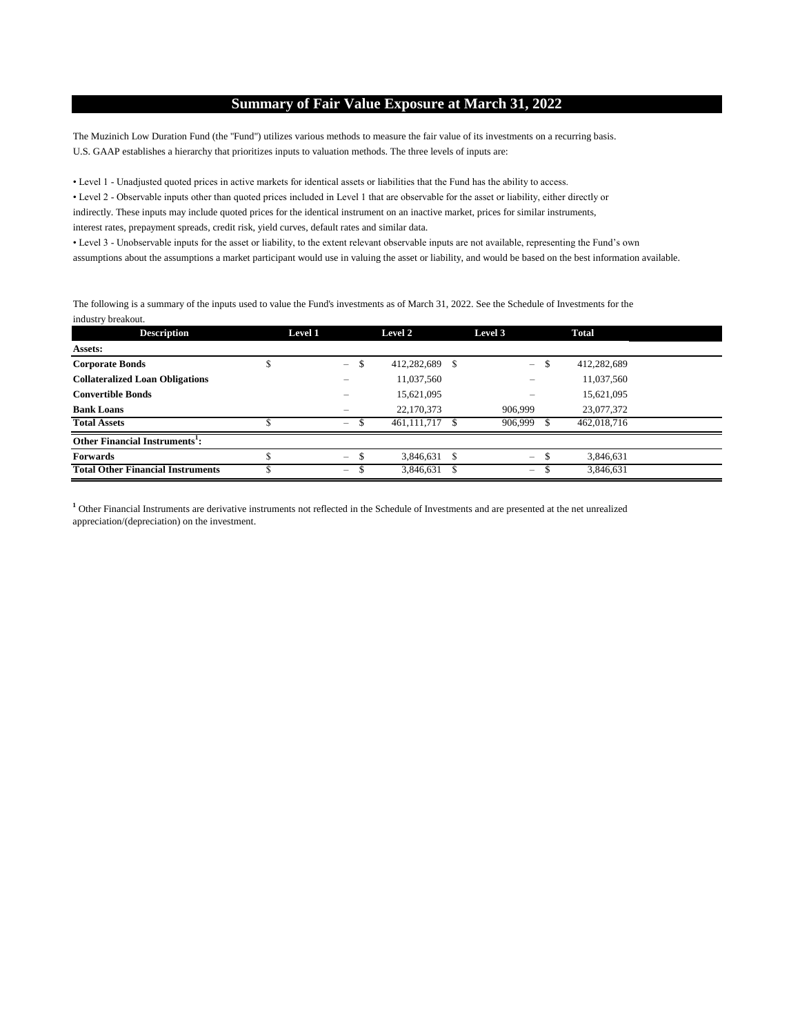# Summary of Fair Value Exposure at March 31, 2022

The Muzinich Low Duration Fund (the "Fund") utilizes various methods to measure the fair value of its investments on a recurring basis. U.S. GAAP establishes a hierarchy that prioritizes inputs to valuation methods. The three levels of inputs are:

- Level 1 - Unadjusted quoted prices in active markets for identical assets or liabilities that the Fund has the ability to access.
- Level 2 - Observable inputs other than quoted prices included in Level 1 that are observable for the asset or liability, either directly or indirectly. These inputs may include quoted prices for the identical instrument on an inactive market, prices for similar instruments, interest rates, prepayment spreads, credit risk, yield curves, default rates and similar data.
- Level 3 - Unobservable inputs for the asset or liability, to the extent relevant observable inputs are not available, representing the Fund's own assumptions about the assumptions a market participant would use in valuing the asset or liability, and would be based on the best information available.

The following is a summary of the inputs used to value the Fund's investments as of March 31, 2022. See the Schedule of Investments for the industry breakout.

| Description | Level 1 | Level 2 | Level 3 | Total |
|---|---|---|---|---|
| **Assets:** | | | | |
| **Corporate Bonds** | $ – | $ 412,282,689 | $ – | $ 412,282,689 |
| **Collateralized Loan Obligations** | – | 11,037,560 | – | 11,037,560 |
| **Convertible Bonds** | – | 15,621,095 | – | 15,621,095 |
| **Bank Loans** | – | 22,170,373 | 906,999 | 23,077,372 |
| **Total Assets** | $ – | $ 461,111,717 | $ 906,999 | $ 462,018,716 |
| **Other Financial Instruments[1]:** | | | | |
| **Forwards** | $ – | $ 3,846,631 | $ – | $ 3,846,631 |
| **Total Other Financial Instruments** | $ – | $ 3,846,631 | $ – | $ 3,846,631 |

[1] Other Financial Instruments are derivative instruments not reflected in the Schedule of Investments and are presented at the net unrealized appreciation/(depreciation) on the investment.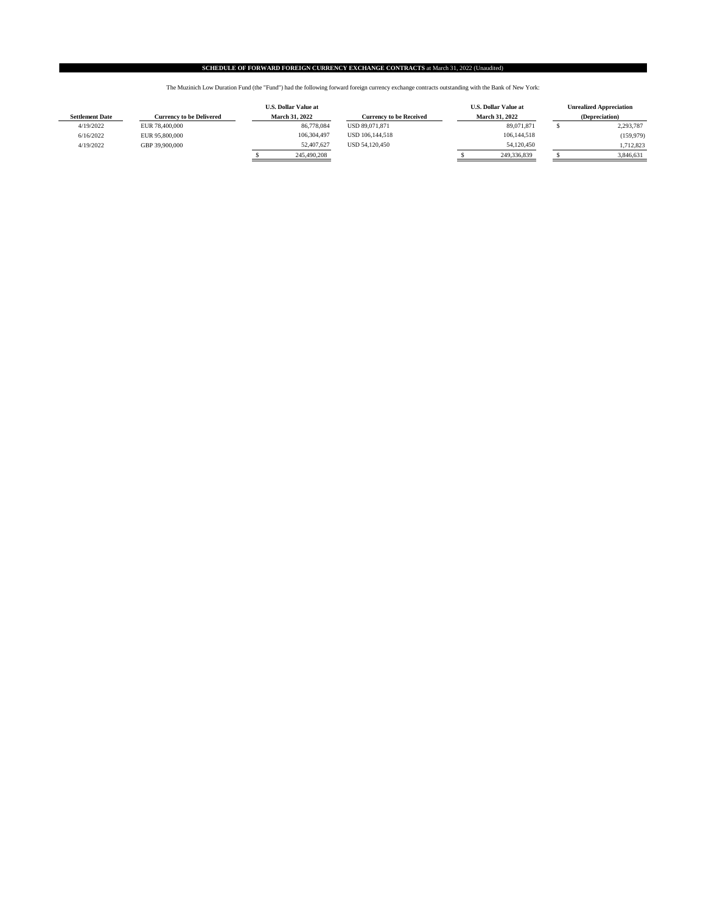## SCHEDULE OF FORWARD FOREIGN CURRENCY EXCHANGE CONTRACTS at March 31, 2022 (Unaudited)

The Muzinich Low Duration Fund (the "Fund") had the following forward foreign currency exchange contracts outstanding with the Bank of New York:

| Settlement Date | Currency to be Delivered | U.S. Dollar Value at March 31, 2022 | Currency to be Received | U.S. Dollar Value at March 31, 2022 | Unrealized Appreciation (Depreciation) |
|---|---|---|---|---|---|
| 4/19/2022 | EUR 78,400,000 | 86,778,084 | USD 89,071,871 | 89,071,871 | $ 2,293,787 |
| 6/16/2022 | EUR 95,800,000 | 106,304,497 | USD 106,144,518 | 106,144,518 | (159,979) |
| 4/19/2022 | GBP 39,900,000 | 52,407,627 | USD 54,120,450 | 54,120,450 | 1,712,823 |
| | | $ 245,490,208 | | $ 249,336,839 | $ 3,846,631 |